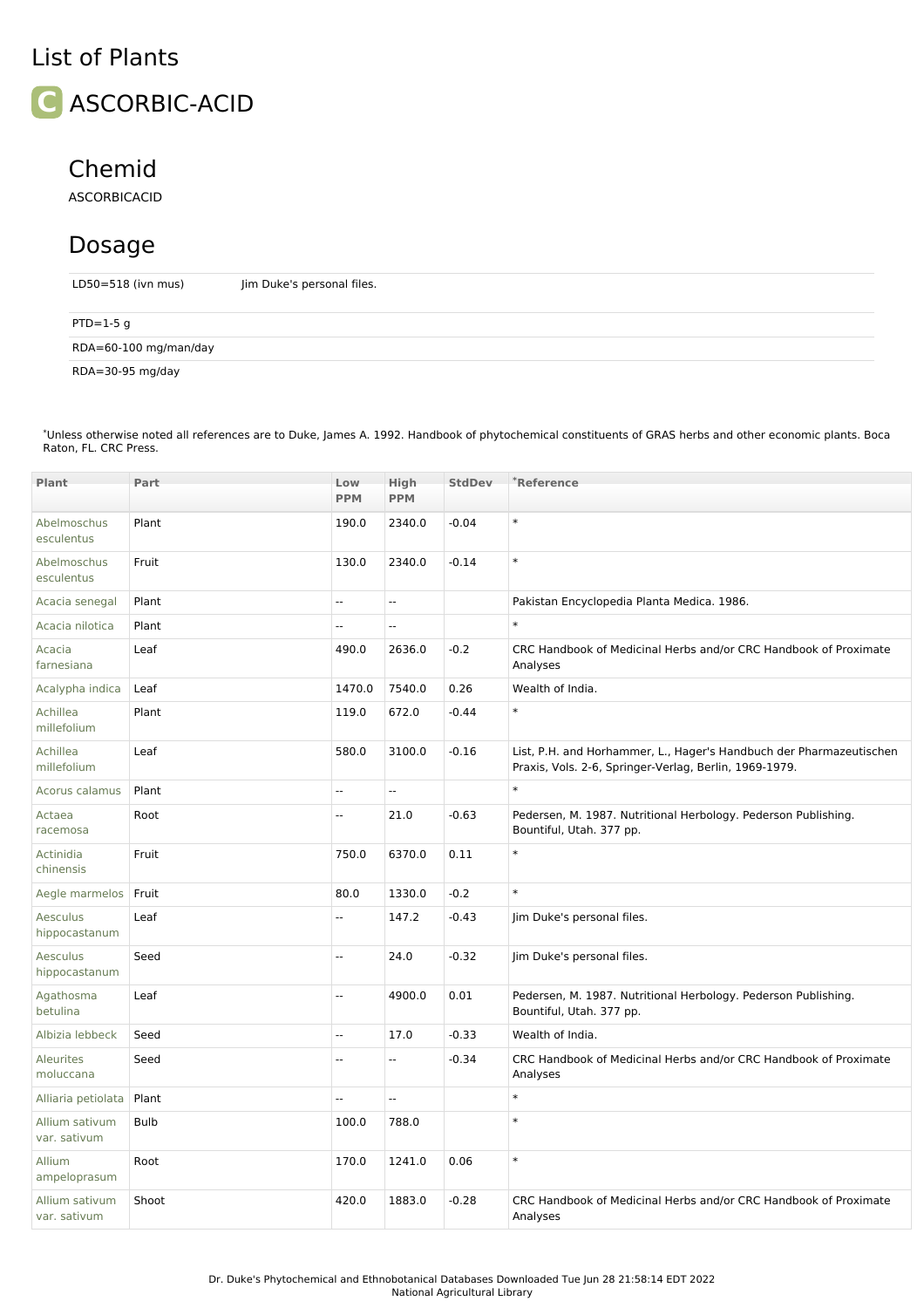# List of Plants

## C ASCORBIC-ACID

### Chemid

ASCORBICACID

### Dosage

| | |
|---|---|
| LD50=518 (ivn mus) | Jim Duke's personal files. |
| PTD=1-5 g | |
| RDA=60-100 mg/man/day | |
| RDA=30-95 mg/day | |

*Unless otherwise noted all references are to Duke, James A. 1992. Handbook of phytochemical constituents of GRAS herbs and other economic plants. Boca Raton, FL. CRC Press.

| Plant | Part | Low PPM | High PPM | StdDev | *Reference |
|---|---|---|---|---|---|
| Abelmoschus esculentus | Plant | 190.0 | 2340.0 | -0.04 | * |
| Abelmoschus esculentus | Fruit | 130.0 | 2340.0 | -0.14 | * |
| Acacia senegal | Plant | -- | -- | | Pakistan Encyclopedia Planta Medica. 1986. |
| Acacia nilotica | Plant | -- | -- | | * |
| Acacia farnesiana | Leaf | 490.0 | 2636.0 | -0.2 | CRC Handbook of Medicinal Herbs and/or CRC Handbook of Proximate Analyses |
| Acalypha indica | Leaf | 1470.0 | 7540.0 | 0.26 | Wealth of India. |
| Achillea millefolium | Plant | 119.0 | 672.0 | -0.44 | * |
| Achillea millefolium | Leaf | 580.0 | 3100.0 | -0.16 | List, P.H. and Horhammer, L., Hager's Handbuch der Pharmazeutischen Praxis, Vols. 2-6, Springer-Verlag, Berlin, 1969-1979. |
| Acorus calamus | Plant | -- | -- | | * |
| Actaea racemosa | Root | -- | 21.0 | -0.63 | Pedersen, M. 1987. Nutritional Herbology. Pederson Publishing. Bountiful, Utah. 377 pp. |
| Actinidia chinensis | Fruit | 750.0 | 6370.0 | 0.11 | * |
| Aegle marmelos | Fruit | 80.0 | 1330.0 | -0.2 | * |
| Aesculus hippocastanum | Leaf | -- | 147.2 | -0.43 | Jim Duke's personal files. |
| Aesculus hippocastanum | Seed | -- | 24.0 | -0.32 | Jim Duke's personal files. |
| Agathosma betulina | Leaf | -- | 4900.0 | 0.01 | Pedersen, M. 1987. Nutritional Herbology. Pederson Publishing. Bountiful, Utah. 377 pp. |
| Albizia lebbeck | Seed | -- | 17.0 | -0.33 | Wealth of India. |
| Aleurites moluccana | Seed | -- | -- | -0.34 | CRC Handbook of Medicinal Herbs and/or CRC Handbook of Proximate Analyses |
| Alliaria petiolata | Plant | -- | -- | | * |
| Allium sativum var. sativum | Bulb | 100.0 | 788.0 | | * |
| Allium ampeloprasum | Root | 170.0 | 1241.0 | 0.06 | * |
| Allium sativum var. sativum | Shoot | 420.0 | 1883.0 | -0.28 | CRC Handbook of Medicinal Herbs and/or CRC Handbook of Proximate Analyses |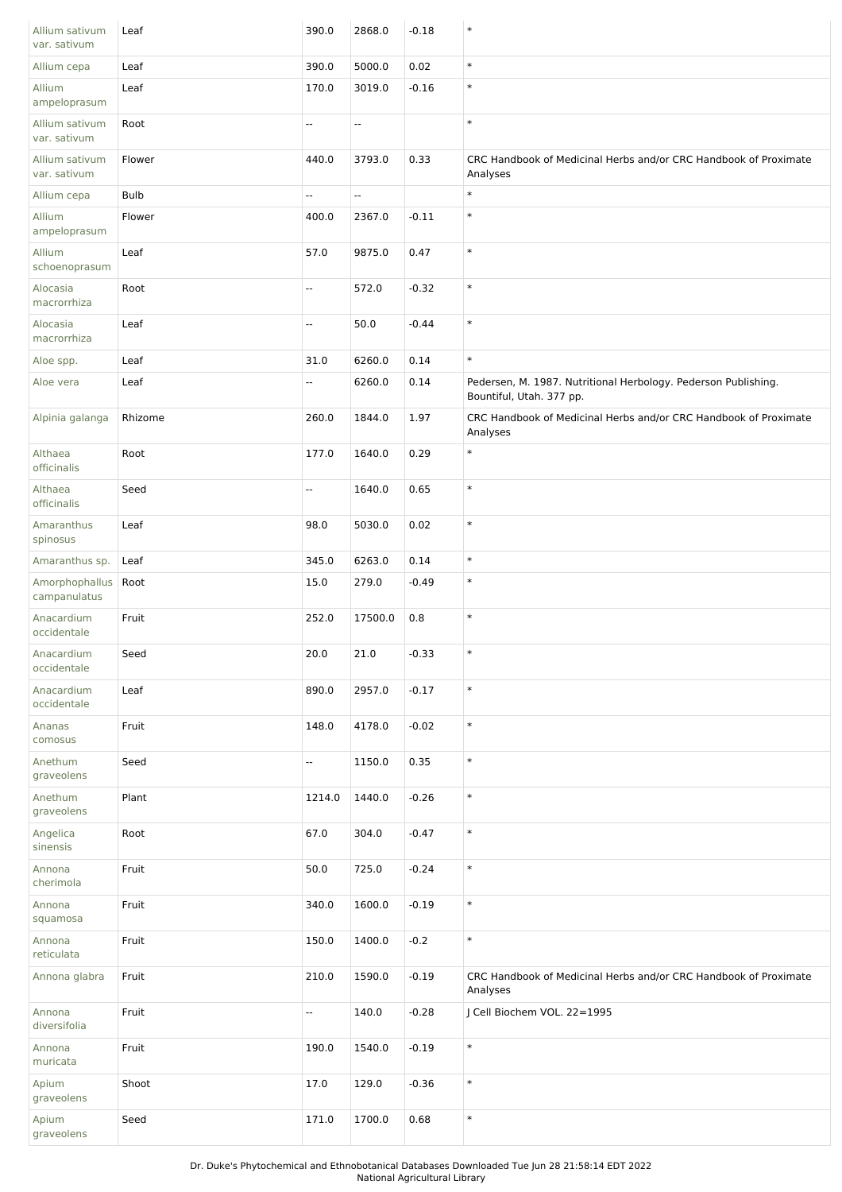| | | | | | |
|---|---|---|---|---|---|
| Allium sativum var. sativum | Leaf | 390.0 | 2868.0 | -0.18 | * |
| Allium cepa | Leaf | 390.0 | 5000.0 | 0.02 | * |
| Allium ampeloprasum | Leaf | 170.0 | 3019.0 | -0.16 | * |
| Allium sativum var. sativum | Root | -- | -- | | * |
| Allium sativum var. sativum | Flower | 440.0 | 3793.0 | 0.33 | CRC Handbook of Medicinal Herbs and/or CRC Handbook of Proximate Analyses |
| Allium cepa | Bulb | -- | -- | | * |
| Allium ampeloprasum | Flower | 400.0 | 2367.0 | -0.11 | * |
| Allium schoenoprasum | Leaf | 57.0 | 9875.0 | 0.47 | * |
| Alocasia macrorrhiza | Root | -- | 572.0 | -0.32 | * |
| Alocasia macrorrhiza | Leaf | -- | 50.0 | -0.44 | * |
| Aloe spp. | Leaf | 31.0 | 6260.0 | 0.14 | * |
| Aloe vera | Leaf | -- | 6260.0 | 0.14 | Pedersen, M. 1987. Nutritional Herbology. Pederson Publishing. Bountiful, Utah. 377 pp. |
| Alpinia galanga | Rhizome | 260.0 | 1844.0 | 1.97 | CRC Handbook of Medicinal Herbs and/or CRC Handbook of Proximate Analyses |
| Althaea officinalis | Root | 177.0 | 1640.0 | 0.29 | * |
| Althaea officinalis | Seed | -- | 1640.0 | 0.65 | * |
| Amaranthus spinosus | Leaf | 98.0 | 5030.0 | 0.02 | * |
| Amaranthus sp. | Leaf | 345.0 | 6263.0 | 0.14 | * |
| Amorphophallus campanulatus | Root | 15.0 | 279.0 | -0.49 | * |
| Anacardium occidentale | Fruit | 252.0 | 17500.0 | 0.8 | * |
| Anacardium occidentale | Seed | 20.0 | 21.0 | -0.33 | * |
| Anacardium occidentale | Leaf | 890.0 | 2957.0 | -0.17 | * |
| Ananas comosus | Fruit | 148.0 | 4178.0 | -0.02 | * |
| Anethum graveolens | Seed | -- | 1150.0 | 0.35 | * |
| Anethum graveolens | Plant | 1214.0 | 1440.0 | -0.26 | * |
| Angelica sinensis | Root | 67.0 | 304.0 | -0.47 | * |
| Annona cherimola | Fruit | 50.0 | 725.0 | -0.24 | * |
| Annona squamosa | Fruit | 340.0 | 1600.0 | -0.19 | * |
| Annona reticulata | Fruit | 150.0 | 1400.0 | -0.2 | * |
| Annona glabra | Fruit | 210.0 | 1590.0 | -0.19 | CRC Handbook of Medicinal Herbs and/or CRC Handbook of Proximate Analyses |
| Annona diversifolia | Fruit | -- | 140.0 | -0.28 | J Cell Biochem VOL. 22=1995 |
| Annona muricata | Fruit | 190.0 | 1540.0 | -0.19 | * |
| Apium graveolens | Shoot | 17.0 | 129.0 | -0.36 | * |
| Apium graveolens | Seed | 171.0 | 1700.0 | 0.68 | * |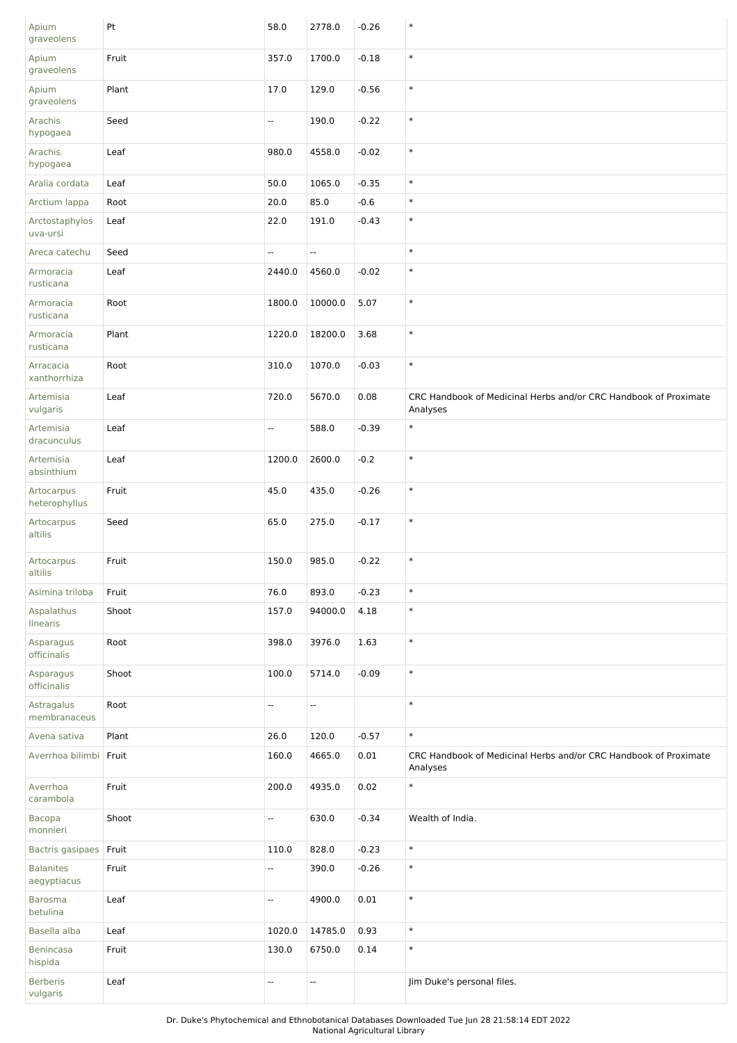| | | | | | |
|---|---|---|---|---|---|
| Apium graveolens | Pt | 58.0 | 2778.0 | -0.26 | * |
| Apium graveolens | Fruit | 357.0 | 1700.0 | -0.18 | * |
| Apium graveolens | Plant | 17.0 | 129.0 | -0.56 | * |
| Arachis hypogaea | Seed | -- | 190.0 | -0.22 | * |
| Arachis hypogaea | Leaf | 980.0 | 4558.0 | -0.02 | * |
| Aralia cordata | Leaf | 50.0 | 1065.0 | -0.35 | * |
| Arctium lappa | Root | 20.0 | 85.0 | -0.6 | * |
| Arctostaphylos uva-ursi | Leaf | 22.0 | 191.0 | -0.43 | * |
| Areca catechu | Seed | -- | -- | | * |
| Armoracia rusticana | Leaf | 2440.0 | 4560.0 | -0.02 | * |
| Armoracia rusticana | Root | 1800.0 | 10000.0 | 5.07 | * |
| Armoracia rusticana | Plant | 1220.0 | 18200.0 | 3.68 | * |
| Arracacia xanthorrhiza | Root | 310.0 | 1070.0 | -0.03 | * |
| Artemisia vulgaris | Leaf | 720.0 | 5670.0 | 0.08 | CRC Handbook of Medicinal Herbs and/or CRC Handbook of Proximate Analyses |
| Artemisia dracunculus | Leaf | -- | 588.0 | -0.39 | * |
| Artemisia absinthium | Leaf | 1200.0 | 2600.0 | -0.2 | * |
| Artocarpus heterophyllus | Fruit | 45.0 | 435.0 | -0.26 | * |
| Artocarpus altilis | Seed | 65.0 | 275.0 | -0.17 | * |
| Artocarpus altilis | Fruit | 150.0 | 985.0 | -0.22 | * |
| Asimina triloba | Fruit | 76.0 | 893.0 | -0.23 | * |
| Aspalathus linearis | Shoot | 157.0 | 94000.0 | 4.18 | * |
| Asparagus officinalis | Root | 398.0 | 3976.0 | 1.63 | * |
| Asparagus officinalis | Shoot | 100.0 | 5714.0 | -0.09 | * |
| Astragalus membranaceus | Root | -- | -- | | * |
| Avena sativa | Plant | 26.0 | 120.0 | -0.57 | * |
| Averrhoa bilimbi | Fruit | 160.0 | 4665.0 | 0.01 | CRC Handbook of Medicinal Herbs and/or CRC Handbook of Proximate Analyses |
| Averrhoa carambola | Fruit | 200.0 | 4935.0 | 0.02 | * |
| Bacopa monnieri | Shoot | -- | 630.0 | -0.34 | Wealth of India. |
| Bactris gasipaes | Fruit | 110.0 | 828.0 | -0.23 | * |
| Balanites aegyptiacus | Fruit | -- | 390.0 | -0.26 | * |
| Barosma betulina | Leaf | -- | 4900.0 | 0.01 | * |
| Basella alba | Leaf | 1020.0 | 14785.0 | 0.93 | * |
| Benincasa hispida | Fruit | 130.0 | 6750.0 | 0.14 | * |
| Berberis vulgaris | Leaf | -- | -- | | Jim Duke's personal files. |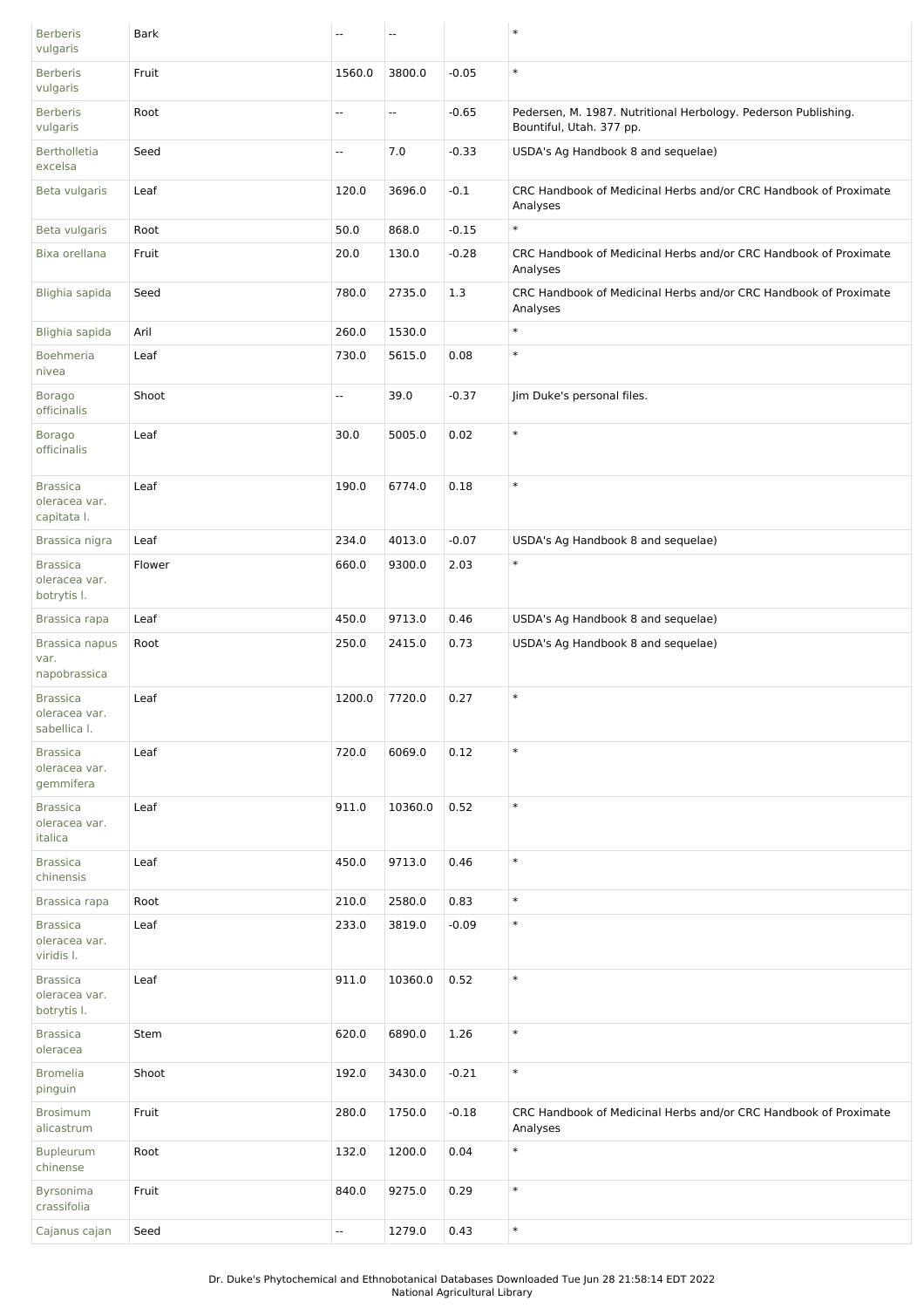| Berberis vulgaris | Bark | -- | -- | | * |
|---|---|---|---|---|---|
| Berberis vulgaris | Fruit | 1560.0 | 3800.0 | -0.05 | * |
| Berberis vulgaris | Root | -- | -- | -0.65 | Pedersen, M. 1987. Nutritional Herbology. Pederson Publishing. Bountiful, Utah. 377 pp. |
| Bertholletia excelsa | Seed | -- | 7.0 | -0.33 | USDA's Ag Handbook 8 and sequelae) |
| Beta vulgaris | Leaf | 120.0 | 3696.0 | -0.1 | CRC Handbook of Medicinal Herbs and/or CRC Handbook of Proximate Analyses |
| Beta vulgaris | Root | 50.0 | 868.0 | -0.15 | * |
| Bixa orellana | Fruit | 20.0 | 130.0 | -0.28 | CRC Handbook of Medicinal Herbs and/or CRC Handbook of Proximate Analyses |
| Blighia sapida | Seed | 780.0 | 2735.0 | 1.3 | CRC Handbook of Medicinal Herbs and/or CRC Handbook of Proximate Analyses |
| Blighia sapida | Aril | 260.0 | 1530.0 | | * |
| Boehmeria nivea | Leaf | 730.0 | 5615.0 | 0.08 | * |
| Borago officinalis | Shoot | -- | 39.0 | -0.37 | Jim Duke's personal files. |
| Borago officinalis | Leaf | 30.0 | 5005.0 | 0.02 | * |
| Brassica oleracea var. capitata l. | Leaf | 190.0 | 6774.0 | 0.18 | * |
| Brassica nigra | Leaf | 234.0 | 4013.0 | -0.07 | USDA's Ag Handbook 8 and sequelae) |
| Brassica oleracea var. botrytis l. | Flower | 660.0 | 9300.0 | 2.03 | * |
| Brassica rapa | Leaf | 450.0 | 9713.0 | 0.46 | USDA's Ag Handbook 8 and sequelae) |
| Brassica napus var. napobrassica | Root | 250.0 | 2415.0 | 0.73 | USDA's Ag Handbook 8 and sequelae) |
| Brassica oleracea var. sabellica l. | Leaf | 1200.0 | 7720.0 | 0.27 | * |
| Brassica oleracea var. gemmifera | Leaf | 720.0 | 6069.0 | 0.12 | * |
| Brassica oleracea var. italica | Leaf | 911.0 | 10360.0 | 0.52 | * |
| Brassica chinensis | Leaf | 450.0 | 9713.0 | 0.46 | * |
| Brassica rapa | Root | 210.0 | 2580.0 | 0.83 | * |
| Brassica oleracea var. viridis l. | Leaf | 233.0 | 3819.0 | -0.09 | * |
| Brassica oleracea var. botrytis l. | Leaf | 911.0 | 10360.0 | 0.52 | * |
| Brassica oleracea | Stem | 620.0 | 6890.0 | 1.26 | * |
| Bromelia pinguin | Shoot | 192.0 | 3430.0 | -0.21 | * |
| Brosimum alicastrum | Fruit | 280.0 | 1750.0 | -0.18 | CRC Handbook of Medicinal Herbs and/or CRC Handbook of Proximate Analyses |
| Bupleurum chinense | Root | 132.0 | 1200.0 | 0.04 | * |
| Byrsonima crassifolia | Fruit | 840.0 | 9275.0 | 0.29 | * |
| Cajanus cajan | Seed | -- | 1279.0 | 0.43 | * |

Dr. Duke's Phytochemical and Ethnobotanical Databases Downloaded Tue Jun 28 21:58:14 EDT 2022
National Agricultural Library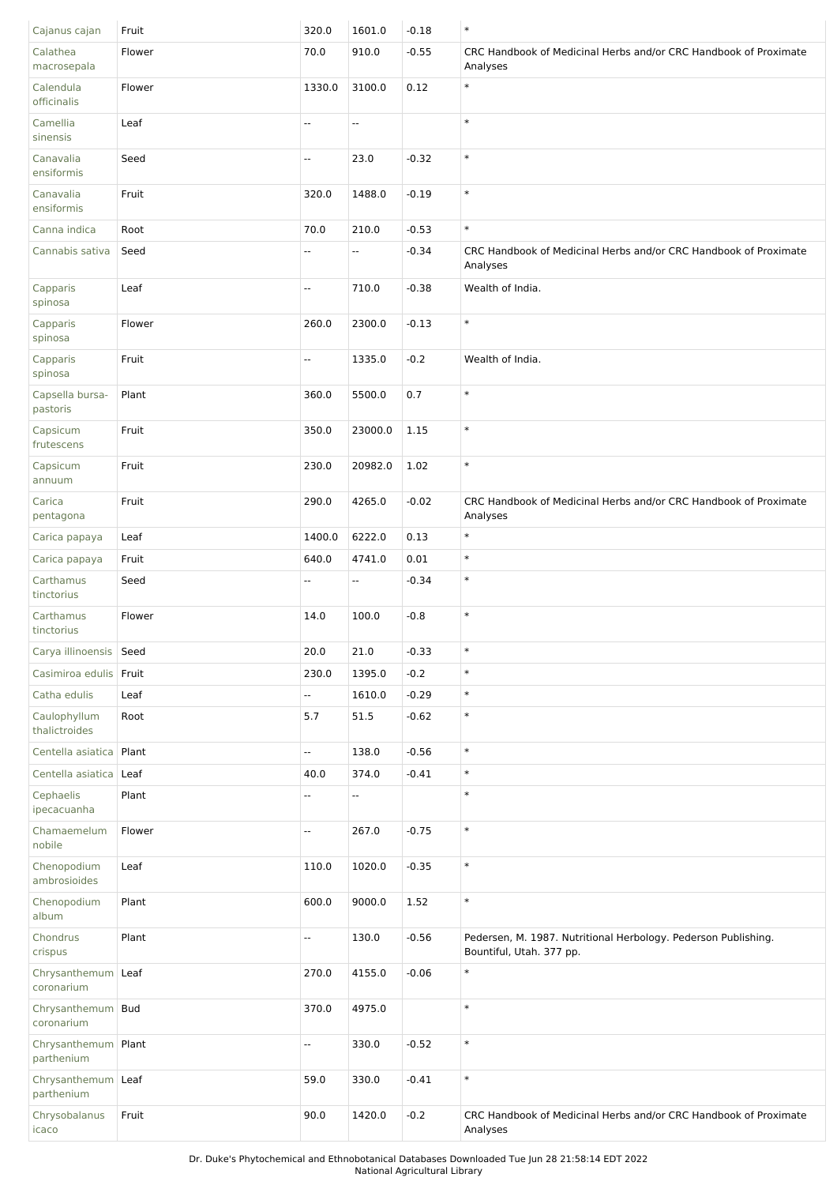| Cajanus cajan | Fruit | 320.0 | 1601.0 | -0.18 | * |
|---|---|---|---|---|---|
| Calathea macrosepala | Flower | 70.0 | 910.0 | -0.55 | CRC Handbook of Medicinal Herbs and/or CRC Handbook of Proximate Analyses |
| Calendula officinalis | Flower | 1330.0 | 3100.0 | 0.12 | * |
| Camellia sinensis | Leaf | -- | -- | | * |
| Canavalia ensiformis | Seed | -- | 23.0 | -0.32 | * |
| Canavalia ensiformis | Fruit | 320.0 | 1488.0 | -0.19 | * |
| Canna indica | Root | 70.0 | 210.0 | -0.53 | * |
| Cannabis sativa | Seed | -- | -- | -0.34 | CRC Handbook of Medicinal Herbs and/or CRC Handbook of Proximate Analyses |
| Capparis spinosa | Leaf | -- | 710.0 | -0.38 | Wealth of India. |
| Capparis spinosa | Flower | 260.0 | 2300.0 | -0.13 | * |
| Capparis spinosa | Fruit | -- | 1335.0 | -0.2 | Wealth of India. |
| Capsella bursa-pastoris | Plant | 360.0 | 5500.0 | 0.7 | * |
| Capsicum frutescens | Fruit | 350.0 | 23000.0 | 1.15 | * |
| Capsicum annuum | Fruit | 230.0 | 20982.0 | 1.02 | * |
| Carica pentagona | Fruit | 290.0 | 4265.0 | -0.02 | CRC Handbook of Medicinal Herbs and/or CRC Handbook of Proximate Analyses |
| Carica papaya | Leaf | 1400.0 | 6222.0 | 0.13 | * |
| Carica papaya | Fruit | 640.0 | 4741.0 | 0.01 | * |
| Carthamus tinctorius | Seed | -- | -- | -0.34 | * |
| Carthamus tinctorius | Flower | 14.0 | 100.0 | -0.8 | * |
| Carya illinoensis | Seed | 20.0 | 21.0 | -0.33 | * |
| Casimiroa edulis | Fruit | 230.0 | 1395.0 | -0.2 | * |
| Catha edulis | Leaf | -- | 1610.0 | -0.29 | * |
| Caulophyllum thalictroides | Root | 5.7 | 51.5 | -0.62 | * |
| Centella asiatica | Plant | -- | 138.0 | -0.56 | * |
| Centella asiatica | Leaf | 40.0 | 374.0 | -0.41 | * |
| Cephaelis ipecacuanha | Plant | -- | -- | | * |
| Chamaemelum nobile | Flower | -- | 267.0 | -0.75 | * |
| Chenopodium ambrosioides | Leaf | 110.0 | 1020.0 | -0.35 | * |
| Chenopodium album | Plant | 600.0 | 9000.0 | 1.52 | * |
| Chondrus crispus | Plant | -- | 130.0 | -0.56 | Pedersen, M. 1987. Nutritional Herbology. Pederson Publishing. Bountiful, Utah. 377 pp. |
| Chrysanthemum coronarium | Leaf | 270.0 | 4155.0 | -0.06 | * |
| Chrysanthemum coronarium | Bud | 370.0 | 4975.0 | | * |
| Chrysanthemum parthenium | Plant | -- | 330.0 | -0.52 | * |
| Chrysanthemum parthenium | Leaf | 59.0 | 330.0 | -0.41 | * |
| Chrysobalanus icaco | Fruit | 90.0 | 1420.0 | -0.2 | CRC Handbook of Medicinal Herbs and/or CRC Handbook of Proximate Analyses |

Dr. Duke's Phytochemical and Ethnobotanical Databases Downloaded Tue Jun 28 21:58:14 EDT 2022
National Agricultural Library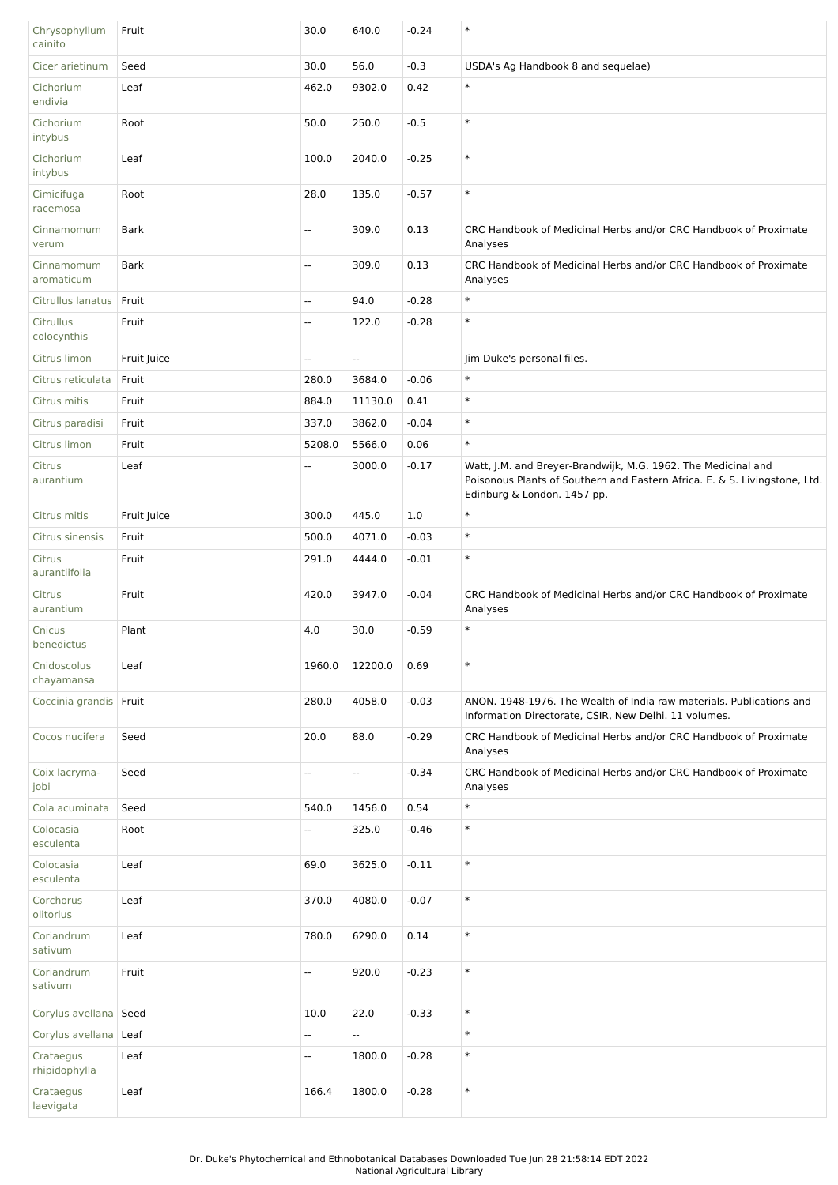| | | | | | |
|---|---|---|---|---|---|
| Chrysophyllum cainito | Fruit | 30.0 | 640.0 | -0.24 | * |
| Cicer arietinum | Seed | 30.0 | 56.0 | -0.3 | USDA's Ag Handbook 8 and sequelae) |
| Cichorium endivia | Leaf | 462.0 | 9302.0 | 0.42 | * |
| Cichorium intybus | Root | 50.0 | 250.0 | -0.5 | * |
| Cichorium intybus | Leaf | 100.0 | 2040.0 | -0.25 | * |
| Cimicifuga racemosa | Root | 28.0 | 135.0 | -0.57 | * |
| Cinnamomum verum | Bark | -- | 309.0 | 0.13 | CRC Handbook of Medicinal Herbs and/or CRC Handbook of Proximate Analyses |
| Cinnamomum aromaticum | Bark | -- | 309.0 | 0.13 | CRC Handbook of Medicinal Herbs and/or CRC Handbook of Proximate Analyses |
| Citrullus lanatus | Fruit | -- | 94.0 | -0.28 | * |
| Citrullus colocynthis | Fruit | -- | 122.0 | -0.28 | * |
| Citrus limon | Fruit Juice | -- | -- | | Jim Duke's personal files. |
| Citrus reticulata | Fruit | 280.0 | 3684.0 | -0.06 | * |
| Citrus mitis | Fruit | 884.0 | 11130.0 | 0.41 | * |
| Citrus paradisi | Fruit | 337.0 | 3862.0 | -0.04 | * |
| Citrus limon | Fruit | 5208.0 | 5566.0 | 0.06 | * |
| Citrus aurantium | Leaf | -- | 3000.0 | -0.17 | Watt, J.M. and Breyer-Brandwijk, M.G. 1962. The Medicinal and Poisonous Plants of Southern and Eastern Africa. E. & S. Livingstone, Ltd. Edinburg & London. 1457 pp. |
| Citrus mitis | Fruit Juice | 300.0 | 445.0 | 1.0 | * |
| Citrus sinensis | Fruit | 500.0 | 4071.0 | -0.03 | * |
| Citrus aurantiifolia | Fruit | 291.0 | 4444.0 | -0.01 | * |
| Citrus aurantium | Fruit | 420.0 | 3947.0 | -0.04 | CRC Handbook of Medicinal Herbs and/or CRC Handbook of Proximate Analyses |
| Cnicus benedictus | Plant | 4.0 | 30.0 | -0.59 | * |
| Cnidoscolus chayamansa | Leaf | 1960.0 | 12200.0 | 0.69 | * |
| Coccinia grandis | Fruit | 280.0 | 4058.0 | -0.03 | ANON. 1948-1976. The Wealth of India raw materials. Publications and Information Directorate, CSIR, New Delhi. 11 volumes. |
| Cocos nucifera | Seed | 20.0 | 88.0 | -0.29 | CRC Handbook of Medicinal Herbs and/or CRC Handbook of Proximate Analyses |
| Coix lacryma-jobi | Seed | -- | -- | -0.34 | CRC Handbook of Medicinal Herbs and/or CRC Handbook of Proximate Analyses |
| Cola acuminata | Seed | 540.0 | 1456.0 | 0.54 | * |
| Colocasia esculenta | Root | -- | 325.0 | -0.46 | * |
| Colocasia esculenta | Leaf | 69.0 | 3625.0 | -0.11 | * |
| Corchorus olitorius | Leaf | 370.0 | 4080.0 | -0.07 | * |
| Coriandrum sativum | Leaf | 780.0 | 6290.0 | 0.14 | * |
| Coriandrum sativum | Fruit | -- | 920.0 | -0.23 | * |
| Corylus avellana | Seed | 10.0 | 22.0 | -0.33 | * |
| Corylus avellana | Leaf | -- | -- | | * |
| Crataegus rhipidophylla | Leaf | -- | 1800.0 | -0.28 | * |
| Crataegus laevigata | Leaf | 166.4 | 1800.0 | -0.28 | * |

Dr. Duke's Phytochemical and Ethnobotanical Databases Downloaded Tue Jun 28 21:58:14 EDT 2022
National Agricultural Library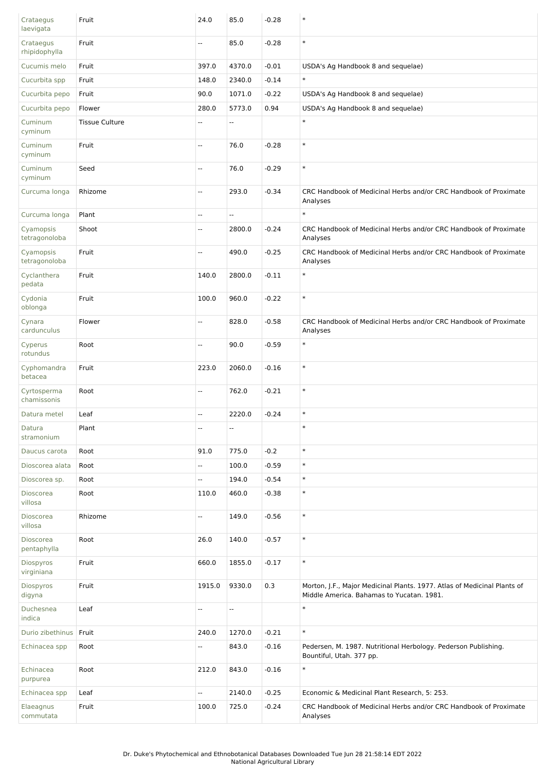| Crataegus laevigata | Fruit | 24.0 | 85.0 | -0.28 | * |
|---|---|---|---|---|---|
| Crataegus rhipidophylla | Fruit | -- | 85.0 | -0.28 | * |
| Cucumis melo | Fruit | 397.0 | 4370.0 | -0.01 | USDA's Ag Handbook 8 and sequelae) |
| Cucurbita spp | Fruit | 148.0 | 2340.0 | -0.14 | * |
| Cucurbita pepo | Fruit | 90.0 | 1071.0 | -0.22 | USDA's Ag Handbook 8 and sequelae) |
| Cucurbita pepo | Flower | 280.0 | 5773.0 | 0.94 | USDA's Ag Handbook 8 and sequelae) |
| Cuminum cyminum | Tissue Culture | -- | -- | | * |
| Cuminum cyminum | Fruit | -- | 76.0 | -0.28 | * |
| Cuminum cyminum | Seed | -- | 76.0 | -0.29 | * |
| Curcuma longa | Rhizome | -- | 293.0 | -0.34 | CRC Handbook of Medicinal Herbs and/or CRC Handbook of Proximate Analyses |
| Curcuma longa | Plant | -- | -- | | * |
| Cyamopsis tetragonoloba | Shoot | -- | 2800.0 | -0.24 | CRC Handbook of Medicinal Herbs and/or CRC Handbook of Proximate Analyses |
| Cyamopsis tetragonoloba | Fruit | -- | 490.0 | -0.25 | CRC Handbook of Medicinal Herbs and/or CRC Handbook of Proximate Analyses |
| Cyclanthera pedata | Fruit | 140.0 | 2800.0 | -0.11 | * |
| Cydonia oblonga | Fruit | 100.0 | 960.0 | -0.22 | * |
| Cynara cardunculus | Flower | -- | 828.0 | -0.58 | CRC Handbook of Medicinal Herbs and/or CRC Handbook of Proximate Analyses |
| Cyperus rotundus | Root | -- | 90.0 | -0.59 | * |
| Cyphomandra betacea | Fruit | 223.0 | 2060.0 | -0.16 | * |
| Cyrtosperma chamissonis | Root | -- | 762.0 | -0.21 | * |
| Datura metel | Leaf | -- | 2220.0 | -0.24 | * |
| Datura stramonium | Plant | -- | -- | | * |
| Daucus carota | Root | 91.0 | 775.0 | -0.2 | * |
| Dioscorea alata | Root | -- | 100.0 | -0.59 | * |
| Dioscorea sp. | Root | -- | 194.0 | -0.54 | * |
| Dioscorea villosa | Root | 110.0 | 460.0 | -0.38 | * |
| Dioscorea villosa | Rhizome | -- | 149.0 | -0.56 | * |
| Dioscorea pentaphylla | Root | 26.0 | 140.0 | -0.57 | * |
| Diospyros virginiana | Fruit | 660.0 | 1855.0 | -0.17 | * |
| Diospyros digyna | Fruit | 1915.0 | 9330.0 | 0.3 | Morton, J.F., Major Medicinal Plants. 1977. Atlas of Medicinal Plants of Middle America. Bahamas to Yucatan. 1981. |
| Duchesnea indica | Leaf | -- | -- | | * |
| Durio zibethinus | Fruit | 240.0 | 1270.0 | -0.21 | * |
| Echinacea spp | Root | -- | 843.0 | -0.16 | Pedersen, M. 1987. Nutritional Herbology. Pederson Publishing. Bountiful, Utah. 377 pp. |
| Echinacea purpurea | Root | 212.0 | 843.0 | -0.16 | * |
| Echinacea spp | Leaf | -- | 2140.0 | -0.25 | Economic & Medicinal Plant Research, 5: 253. |
| Elaeagnus commutata | Fruit | 100.0 | 725.0 | -0.24 | CRC Handbook of Medicinal Herbs and/or CRC Handbook of Proximate Analyses |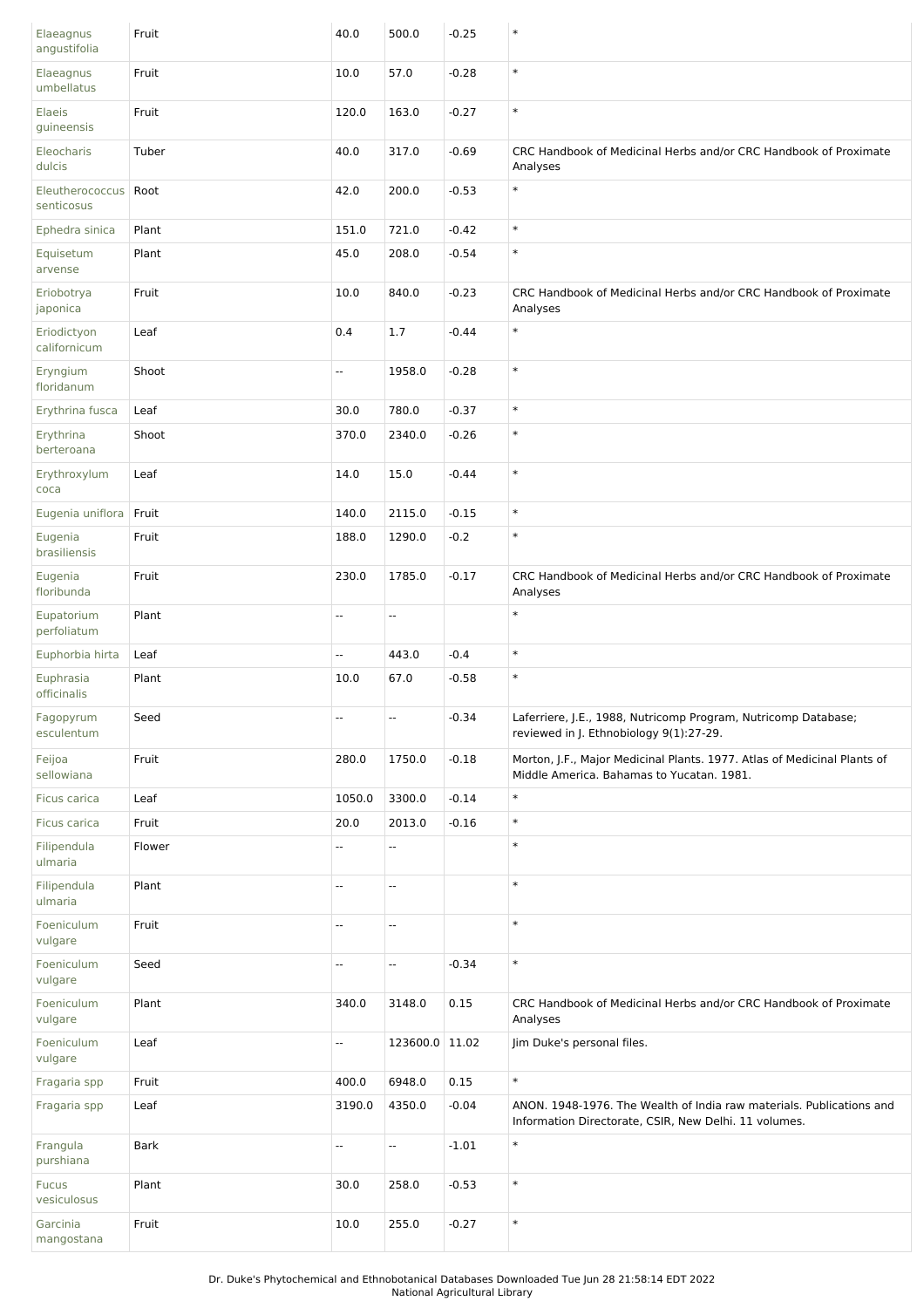| | | | | | |
|---|---|---|---|---|---|
| Elaeagnus angustifolia | Fruit | 40.0 | 500.0 | -0.25 | * |
| Elaeagnus umbellatus | Fruit | 10.0 | 57.0 | -0.28 | * |
| Elaeis guineensis | Fruit | 120.0 | 163.0 | -0.27 | * |
| Eleocharis dulcis | Tuber | 40.0 | 317.0 | -0.69 | CRC Handbook of Medicinal Herbs and/or CRC Handbook of Proximate Analyses |
| Eleutherococcus senticosus | Root | 42.0 | 200.0 | -0.53 | * |
| Ephedra sinica | Plant | 151.0 | 721.0 | -0.42 | * |
| Equisetum arvense | Plant | 45.0 | 208.0 | -0.54 | * |
| Eriobotrya japonica | Fruit | 10.0 | 840.0 | -0.23 | CRC Handbook of Medicinal Herbs and/or CRC Handbook of Proximate Analyses |
| Eriodictyon californicum | Leaf | 0.4 | 1.7 | -0.44 | * |
| Eryngium floridanum | Shoot | -- | 1958.0 | -0.28 | * |
| Erythrina fusca | Leaf | 30.0 | 780.0 | -0.37 | * |
| Erythrina berteroana | Shoot | 370.0 | 2340.0 | -0.26 | * |
| Erythroxylum coca | Leaf | 14.0 | 15.0 | -0.44 | * |
| Eugenia uniflora | Fruit | 140.0 | 2115.0 | -0.15 | * |
| Eugenia brasiliensis | Fruit | 188.0 | 1290.0 | -0.2 | * |
| Eugenia floribunda | Fruit | 230.0 | 1785.0 | -0.17 | CRC Handbook of Medicinal Herbs and/or CRC Handbook of Proximate Analyses |
| Eupatorium perfoliatum | Plant | -- | -- | | * |
| Euphorbia hirta | Leaf | -- | 443.0 | -0.4 | * |
| Euphrasia officinalis | Plant | 10.0 | 67.0 | -0.58 | * |
| Fagopyrum esculentum | Seed | -- | -- | -0.34 | Laferriere, J.E., 1988, Nutricomp Program, Nutricomp Database; reviewed in J. Ethnobiology 9(1):27-29. |
| Feijoa sellowiana | Fruit | 280.0 | 1750.0 | -0.18 | Morton, J.F., Major Medicinal Plants. 1977. Atlas of Medicinal Plants of Middle America. Bahamas to Yucatan. 1981. |
| Ficus carica | Leaf | 1050.0 | 3300.0 | -0.14 | * |
| Ficus carica | Fruit | 20.0 | 2013.0 | -0.16 | * |
| Filipendula ulmaria | Flower | -- | -- | | * |
| Filipendula ulmaria | Plant | -- | -- | | * |
| Foeniculum vulgare | Fruit | -- | -- | | * |
| Foeniculum vulgare | Seed | -- | -- | -0.34 | * |
| Foeniculum vulgare | Plant | 340.0 | 3148.0 | 0.15 | CRC Handbook of Medicinal Herbs and/or CRC Handbook of Proximate Analyses |
| Foeniculum vulgare | Leaf | -- | 123600.0 | 11.02 | Jim Duke's personal files. |
| Fragaria spp | Fruit | 400.0 | 6948.0 | 0.15 | * |
| Fragaria spp | Leaf | 3190.0 | 4350.0 | -0.04 | ANON. 1948-1976. The Wealth of India raw materials. Publications and Information Directorate, CSIR, New Delhi. 11 volumes. |
| Frangula purshiana | Bark | -- | -- | -1.01 | * |
| Fucus vesiculosus | Plant | 30.0 | 258.0 | -0.53 | * |
| Garcinia mangostana | Fruit | 10.0 | 255.0 | -0.27 | * |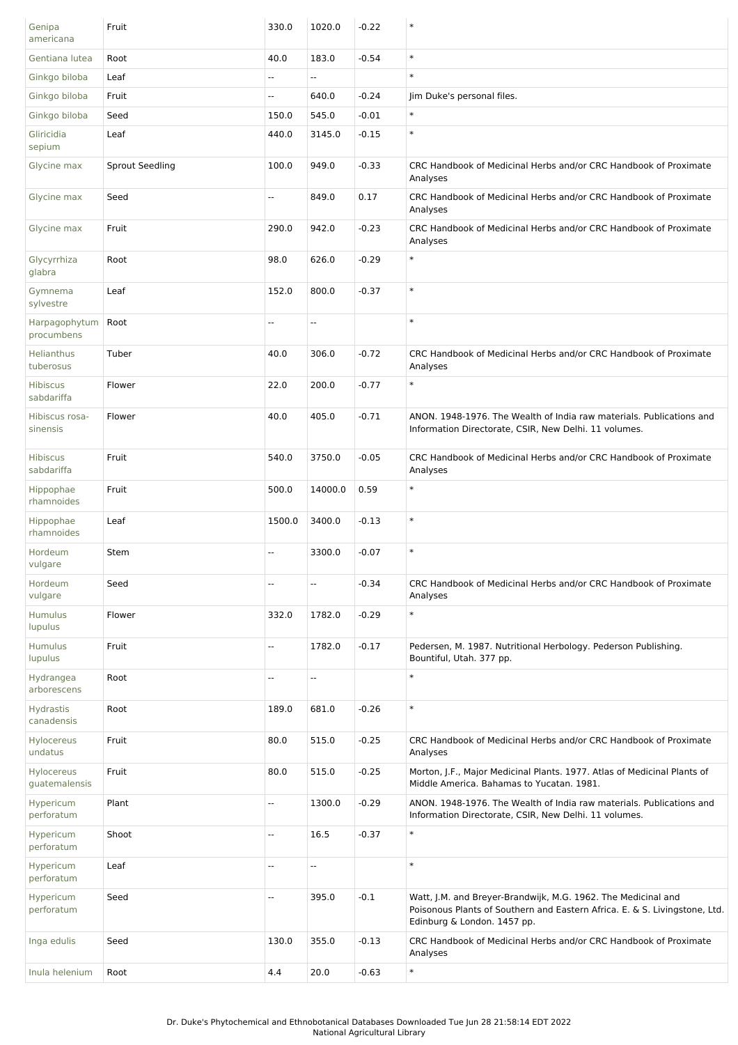| | | | | | |
|---|---|---|---|---|---|
| Genipa americana | Fruit | 330.0 | 1020.0 | -0.22 | * |
| Gentiana lutea | Root | 40.0 | 183.0 | -0.54 | * |
| Ginkgo biloba | Leaf | -- | -- | | * |
| Ginkgo biloba | Fruit | -- | 640.0 | -0.24 | Jim Duke's personal files. |
| Ginkgo biloba | Seed | 150.0 | 545.0 | -0.01 | * |
| Gliricidia sepium | Leaf | 440.0 | 3145.0 | -0.15 | * |
| Glycine max | Sprout Seedling | 100.0 | 949.0 | -0.33 | CRC Handbook of Medicinal Herbs and/or CRC Handbook of Proximate Analyses |
| Glycine max | Seed | -- | 849.0 | 0.17 | CRC Handbook of Medicinal Herbs and/or CRC Handbook of Proximate Analyses |
| Glycine max | Fruit | 290.0 | 942.0 | -0.23 | CRC Handbook of Medicinal Herbs and/or CRC Handbook of Proximate Analyses |
| Glycyrrhiza glabra | Root | 98.0 | 626.0 | -0.29 | * |
| Gymnema sylvestre | Leaf | 152.0 | 800.0 | -0.37 | * |
| Harpagophytum procumbens | Root | -- | -- | | * |
| Helianthus tuberosus | Tuber | 40.0 | 306.0 | -0.72 | CRC Handbook of Medicinal Herbs and/or CRC Handbook of Proximate Analyses |
| Hibiscus sabdariffa | Flower | 22.0 | 200.0 | -0.77 | * |
| Hibiscus rosa-sinensis | Flower | 40.0 | 405.0 | -0.71 | ANON. 1948-1976. The Wealth of India raw materials. Publications and Information Directorate, CSIR, New Delhi. 11 volumes. |
| Hibiscus sabdariffa | Fruit | 540.0 | 3750.0 | -0.05 | CRC Handbook of Medicinal Herbs and/or CRC Handbook of Proximate Analyses |
| Hippophae rhamnoides | Fruit | 500.0 | 14000.0 | 0.59 | * |
| Hippophae rhamnoides | Leaf | 1500.0 | 3400.0 | -0.13 | * |
| Hordeum vulgare | Stem | -- | 3300.0 | -0.07 | * |
| Hordeum vulgare | Seed | -- | -- | -0.34 | CRC Handbook of Medicinal Herbs and/or CRC Handbook of Proximate Analyses |
| Humulus lupulus | Flower | 332.0 | 1782.0 | -0.29 | * |
| Humulus lupulus | Fruit | -- | 1782.0 | -0.17 | Pedersen, M. 1987. Nutritional Herbology. Pederson Publishing. Bountiful, Utah. 377 pp. |
| Hydrangea arborescens | Root | -- | -- | | * |
| Hydrastis canadensis | Root | 189.0 | 681.0 | -0.26 | * |
| Hylocereus undatus | Fruit | 80.0 | 515.0 | -0.25 | CRC Handbook of Medicinal Herbs and/or CRC Handbook of Proximate Analyses |
| Hylocereus guatemalensis | Fruit | 80.0 | 515.0 | -0.25 | Morton, J.F., Major Medicinal Plants. 1977. Atlas of Medicinal Plants of Middle America. Bahamas to Yucatan. 1981. |
| Hypericum perforatum | Plant | -- | 1300.0 | -0.29 | ANON. 1948-1976. The Wealth of India raw materials. Publications and Information Directorate, CSIR, New Delhi. 11 volumes. |
| Hypericum perforatum | Shoot | -- | 16.5 | -0.37 | * |
| Hypericum perforatum | Leaf | -- | -- | | * |
| Hypericum perforatum | Seed | -- | 395.0 | -0.1 | Watt, J.M. and Breyer-Brandwijk, M.G. 1962. The Medicinal and Poisonous Plants of Southern and Eastern Africa. E. & S. Livingstone, Ltd. Edinburg & London. 1457 pp. |
| Inga edulis | Seed | 130.0 | 355.0 | -0.13 | CRC Handbook of Medicinal Herbs and/or CRC Handbook of Proximate Analyses |
| Inula helenium | Root | 4.4 | 20.0 | -0.63 | * |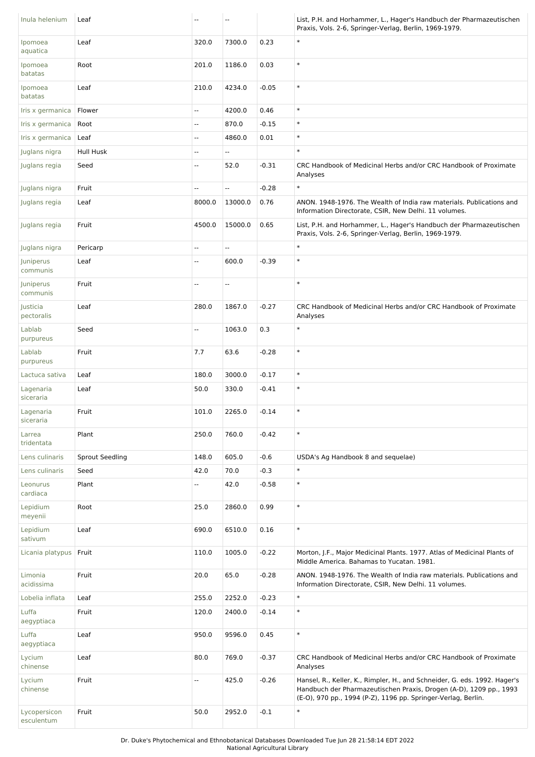| | | | | | |
|---|---|---|---|---|---|
| Inula helenium | Leaf | -- | -- | | List, P.H. and Horhammer, L., Hager's Handbuch der Pharmazeutischen Praxis, Vols. 2-6, Springer-Verlag, Berlin, 1969-1979. |
| Ipomoea aquatica | Leaf | 320.0 | 7300.0 | 0.23 | * |
| Ipomoea batatas | Root | 201.0 | 1186.0 | 0.03 | * |
| Ipomoea batatas | Leaf | 210.0 | 4234.0 | -0.05 | * |
| Iris x germanica | Flower | -- | 4200.0 | 0.46 | * |
| Iris x germanica | Root | -- | 870.0 | -0.15 | * |
| Iris x germanica | Leaf | -- | 4860.0 | 0.01 | * |
| Juglans nigra | Hull Husk | -- | -- | | * |
| Juglans regia | Seed | -- | 52.0 | -0.31 | CRC Handbook of Medicinal Herbs and/or CRC Handbook of Proximate Analyses |
| Juglans nigra | Fruit | -- | -- | -0.28 | * |
| Juglans regia | Leaf | 8000.0 | 13000.0 | 0.76 | ANON. 1948-1976. The Wealth of India raw materials. Publications and Information Directorate, CSIR, New Delhi. 11 volumes. |
| Juglans regia | Fruit | 4500.0 | 15000.0 | 0.65 | List, P.H. and Horhammer, L., Hager's Handbuch der Pharmazeutischen Praxis, Vols. 2-6, Springer-Verlag, Berlin, 1969-1979. |
| Juglans nigra | Pericarp | -- | -- | | * |
| Juniperus communis | Leaf | -- | 600.0 | -0.39 | * |
| Juniperus communis | Fruit | -- | -- | | * |
| Justicia pectoralis | Leaf | 280.0 | 1867.0 | -0.27 | CRC Handbook of Medicinal Herbs and/or CRC Handbook of Proximate Analyses |
| Lablab purpureus | Seed | -- | 1063.0 | 0.3 | * |
| Lablab purpureus | Fruit | 7.7 | 63.6 | -0.28 | * |
| Lactuca sativa | Leaf | 180.0 | 3000.0 | -0.17 | * |
| Lagenaria siceraria | Leaf | 50.0 | 330.0 | -0.41 | * |
| Lagenaria siceraria | Fruit | 101.0 | 2265.0 | -0.14 | * |
| Larrea tridentata | Plant | 250.0 | 760.0 | -0.42 | * |
| Lens culinaris | Sprout Seedling | 148.0 | 605.0 | -0.6 | USDA's Ag Handbook 8 and sequelae) |
| Lens culinaris | Seed | 42.0 | 70.0 | -0.3 | * |
| Leonurus cardiaca | Plant | -- | 42.0 | -0.58 | * |
| Lepidium meyenii | Root | 25.0 | 2860.0 | 0.99 | * |
| Lepidium sativum | Leaf | 690.0 | 6510.0 | 0.16 | * |
| Licania platypus | Fruit | 110.0 | 1005.0 | -0.22 | Morton, J.F., Major Medicinal Plants. 1977. Atlas of Medicinal Plants of Middle America. Bahamas to Yucatan. 1981. |
| Limonia acidissima | Fruit | 20.0 | 65.0 | -0.28 | ANON. 1948-1976. The Wealth of India raw materials. Publications and Information Directorate, CSIR, New Delhi. 11 volumes. |
| Lobelia inflata | Leaf | 255.0 | 2252.0 | -0.23 | * |
| Luffa aegyptiaca | Fruit | 120.0 | 2400.0 | -0.14 | * |
| Luffa aegyptiaca | Leaf | 950.0 | 9596.0 | 0.45 | * |
| Lycium chinense | Leaf | 80.0 | 769.0 | -0.37 | CRC Handbook of Medicinal Herbs and/or CRC Handbook of Proximate Analyses |
| Lycium chinense | Fruit | -- | 425.0 | -0.26 | Hansel, R., Keller, K., Rimpler, H., and Schneider, G. eds. 1992. Hager's Handbuch der Pharmazeutischen Praxis, Drogen (A-D), 1209 pp., 1993 (E-O), 970 pp., 1994 (P-Z), 1196 pp. Springer-Verlag, Berlin. |
| Lycopersicon esculentum | Fruit | 50.0 | 2952.0 | -0.1 | * |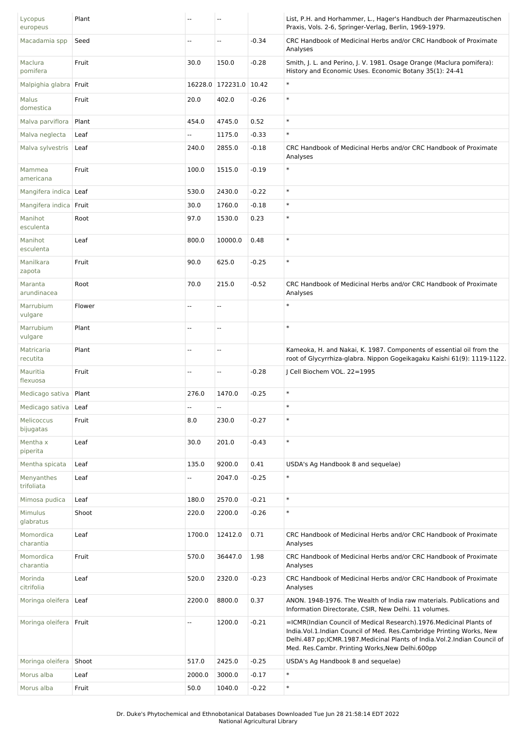| | | | | | |
|---|---|---|---|---|---|
| Lycopus europeus | Plant | -- | -- | | List, P.H. and Horhammer, L., Hager's Handbuch der Pharmazeutischen Praxis, Vols. 2-6, Springer-Verlag, Berlin, 1969-1979. |
| Macadamia spp | Seed | -- | -- | -0.34 | CRC Handbook of Medicinal Herbs and/or CRC Handbook of Proximate Analyses |
| Maclura pomifera | Fruit | 30.0 | 150.0 | -0.28 | Smith, J. L. and Perino, J. V. 1981. Osage Orange (Maclura pomifera): History and Economic Uses. Economic Botany 35(1): 24-41 |
| Malpighia glabra | Fruit | 16228.0 | 172231.0 | 10.42 | * |
| Malus domestica | Fruit | 20.0 | 402.0 | -0.26 | * |
| Malva parviflora | Plant | 454.0 | 4745.0 | 0.52 | * |
| Malva neglecta | Leaf | -- | 1175.0 | -0.33 | * |
| Malva sylvestris | Leaf | 240.0 | 2855.0 | -0.18 | CRC Handbook of Medicinal Herbs and/or CRC Handbook of Proximate Analyses |
| Mammea americana | Fruit | 100.0 | 1515.0 | -0.19 | * |
| Mangifera indica | Leaf | 530.0 | 2430.0 | -0.22 | * |
| Mangifera indica | Fruit | 30.0 | 1760.0 | -0.18 | * |
| Manihot esculenta | Root | 97.0 | 1530.0 | 0.23 | * |
| Manihot esculenta | Leaf | 800.0 | 10000.0 | 0.48 | * |
| Manilkara zapota | Fruit | 90.0 | 625.0 | -0.25 | * |
| Maranta arundinacea | Root | 70.0 | 215.0 | -0.52 | CRC Handbook of Medicinal Herbs and/or CRC Handbook of Proximate Analyses |
| Marrubium vulgare | Flower | -- | -- | | * |
| Marrubium vulgare | Plant | -- | -- | | * |
| Matricaria recutita | Plant | -- | -- | | Kameoka, H. and Nakai, K. 1987. Components of essential oil from the root of Glycyrrhiza-glabra. Nippon Gogeikagaku Kaishi 61(9): 1119-1122. |
| Mauritia flexuosa | Fruit | -- | -- | -0.28 | J Cell Biochem VOL. 22=1995 |
| Medicago sativa | Plant | 276.0 | 1470.0 | -0.25 | * |
| Medicago sativa | Leaf | -- | -- | | * |
| Melicoccus bijugatas | Fruit | 8.0 | 230.0 | -0.27 | * |
| Mentha x piperita | Leaf | 30.0 | 201.0 | -0.43 | * |
| Mentha spicata | Leaf | 135.0 | 9200.0 | 0.41 | USDA's Ag Handbook 8 and sequelae) |
| Menyanthes trifoliata | Leaf | -- | 2047.0 | -0.25 | * |
| Mimosa pudica | Leaf | 180.0 | 2570.0 | -0.21 | * |
| Mimulus glabratus | Shoot | 220.0 | 2200.0 | -0.26 | * |
| Momordica charantia | Leaf | 1700.0 | 12412.0 | 0.71 | CRC Handbook of Medicinal Herbs and/or CRC Handbook of Proximate Analyses |
| Momordica charantia | Fruit | 570.0 | 36447.0 | 1.98 | CRC Handbook of Medicinal Herbs and/or CRC Handbook of Proximate Analyses |
| Morinda citrifolia | Leaf | 520.0 | 2320.0 | -0.23 | CRC Handbook of Medicinal Herbs and/or CRC Handbook of Proximate Analyses |
| Moringa oleifera | Leaf | 2200.0 | 8800.0 | 0.37 | ANON. 1948-1976. The Wealth of India raw materials. Publications and Information Directorate, CSIR, New Delhi. 11 volumes. |
| Moringa oleifera | Fruit | -- | 1200.0 | -0.21 | =ICMR(Indian Council of Medical Research).1976.Medicinal Plants of India.Vol.1.Indian Council of Med. Res.Cambridge Printing Works, New Delhi.487 pp;ICMR.1987.Medicinal Plants of India.Vol.2.Indian Council of Med. Res.Cambr. Printing Works,New Delhi.600pp |
| Moringa oleifera | Shoot | 517.0 | 2425.0 | -0.25 | USDA's Ag Handbook 8 and sequelae) |
| Morus alba | Leaf | 2000.0 | 3000.0 | -0.17 | * |
| Morus alba | Fruit | 50.0 | 1040.0 | -0.22 | * |

Dr. Duke's Phytochemical and Ethnobotanical Databases Downloaded Tue Jun 28 21:58:14 EDT 2022
National Agricultural Library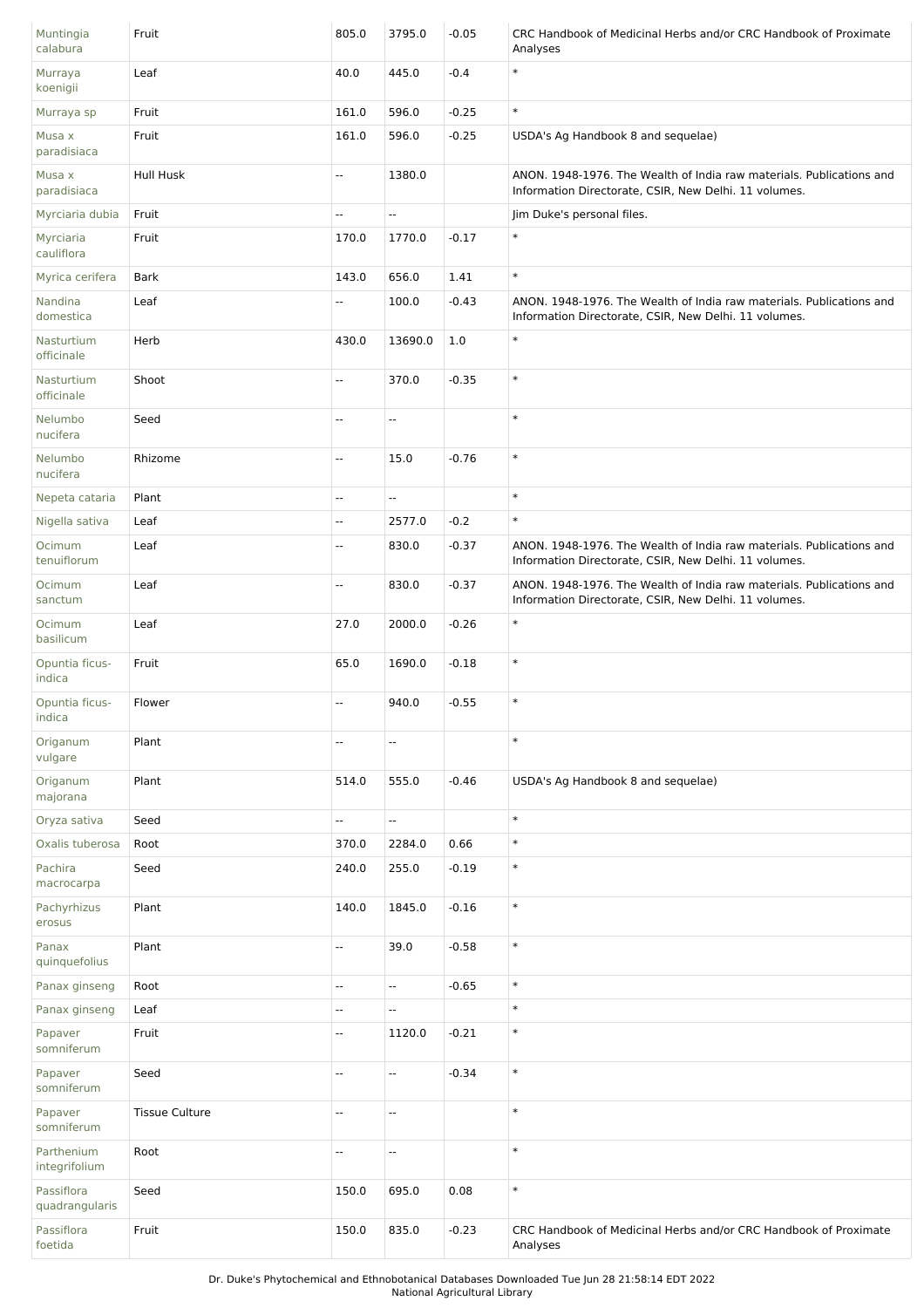| Muntingia calabura | Fruit | 805.0 | 3795.0 | -0.05 | CRC Handbook of Medicinal Herbs and/or CRC Handbook of Proximate Analyses |
| --- | --- | --- | --- | --- | --- |
| Murraya koenigii | Leaf | 40.0 | 445.0 | -0.4 | * |
| Murraya sp | Fruit | 161.0 | 596.0 | -0.25 | * |
| Musa x paradisiaca | Fruit | 161.0 | 596.0 | -0.25 | USDA's Ag Handbook 8 and sequelae) |
| Musa x paradisiaca | Hull Husk | -- | 1380.0 | | ANON. 1948-1976. The Wealth of India raw materials. Publications and Information Directorate, CSIR, New Delhi. 11 volumes. |
| Myrciaria dubia | Fruit | -- | -- | | Jim Duke's personal files. |
| Myrciaria cauliflora | Fruit | 170.0 | 1770.0 | -0.17 | * |
| Myrica cerifera | Bark | 143.0 | 656.0 | 1.41 | * |
| Nandina domestica | Leaf | -- | 100.0 | -0.43 | ANON. 1948-1976. The Wealth of India raw materials. Publications and Information Directorate, CSIR, New Delhi. 11 volumes. |
| Nasturtium officinale | Herb | 430.0 | 13690.0 | 1.0 | * |
| Nasturtium officinale | Shoot | -- | 370.0 | -0.35 | * |
| Nelumbo nucifera | Seed | -- | -- | | * |
| Nelumbo nucifera | Rhizome | -- | 15.0 | -0.76 | * |
| Nepeta cataria | Plant | -- | -- | | * |
| Nigella sativa | Leaf | -- | 2577.0 | -0.2 | * |
| Ocimum tenuiflorum | Leaf | -- | 830.0 | -0.37 | ANON. 1948-1976. The Wealth of India raw materials. Publications and Information Directorate, CSIR, New Delhi. 11 volumes. |
| Ocimum sanctum | Leaf | -- | 830.0 | -0.37 | ANON. 1948-1976. The Wealth of India raw materials. Publications and Information Directorate, CSIR, New Delhi. 11 volumes. |
| Ocimum basilicum | Leaf | 27.0 | 2000.0 | -0.26 | * |
| Opuntia ficus-indica | Fruit | 65.0 | 1690.0 | -0.18 | * |
| Opuntia ficus-indica | Flower | -- | 940.0 | -0.55 | * |
| Origanum vulgare | Plant | -- | -- | | * |
| Origanum majorana | Plant | 514.0 | 555.0 | -0.46 | USDA's Ag Handbook 8 and sequelae) |
| Oryza sativa | Seed | -- | -- | | * |
| Oxalis tuberosa | Root | 370.0 | 2284.0 | 0.66 | * |
| Pachira macrocarpa | Seed | 240.0 | 255.0 | -0.19 | * |
| Pachyrhizus erosus | Plant | 140.0 | 1845.0 | -0.16 | * |
| Panax quinquefolius | Plant | -- | 39.0 | -0.58 | * |
| Panax ginseng | Root | -- | -- | -0.65 | * |
| Panax ginseng | Leaf | -- | -- | | * |
| Papaver somniferum | Fruit | -- | 1120.0 | -0.21 | * |
| Papaver somniferum | Seed | -- | -- | -0.34 | * |
| Papaver somniferum | Tissue Culture | -- | -- | | * |
| Parthenium integrifolium | Root | -- | -- | | * |
| Passiflora quadrangularis | Seed | 150.0 | 695.0 | 0.08 | * |
| Passiflora foetida | Fruit | 150.0 | 835.0 | -0.23 | CRC Handbook of Medicinal Herbs and/or CRC Handbook of Proximate Analyses |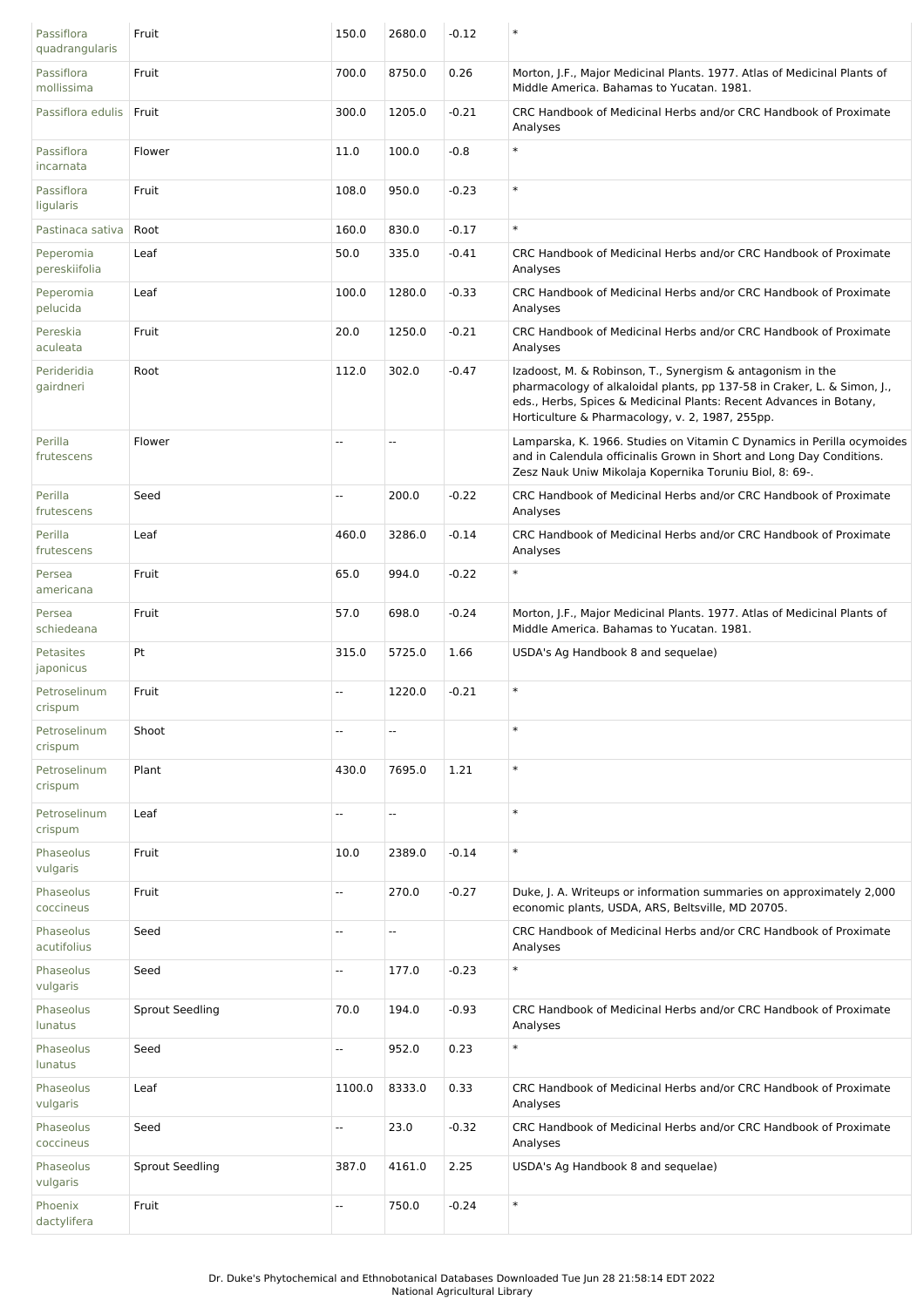| | | | | | |
|---|---|---|---|---|---|
| Passiflora quadrangularis | Fruit | 150.0 | 2680.0 | -0.12 | * |
| Passiflora mollissima | Fruit | 700.0 | 8750.0 | 0.26 | Morton, J.F., Major Medicinal Plants. 1977. Atlas of Medicinal Plants of Middle America. Bahamas to Yucatan. 1981. |
| Passiflora edulis | Fruit | 300.0 | 1205.0 | -0.21 | CRC Handbook of Medicinal Herbs and/or CRC Handbook of Proximate Analyses |
| Passiflora incarnata | Flower | 11.0 | 100.0 | -0.8 | * |
| Passiflora ligularis | Fruit | 108.0 | 950.0 | -0.23 | * |
| Pastinaca sativa | Root | 160.0 | 830.0 | -0.17 | * |
| Peperomia pereskiifolia | Leaf | 50.0 | 335.0 | -0.41 | CRC Handbook of Medicinal Herbs and/or CRC Handbook of Proximate Analyses |
| Peperomia pelucida | Leaf | 100.0 | 1280.0 | -0.33 | CRC Handbook of Medicinal Herbs and/or CRC Handbook of Proximate Analyses |
| Pereskia aculeata | Fruit | 20.0 | 1250.0 | -0.21 | CRC Handbook of Medicinal Herbs and/or CRC Handbook of Proximate Analyses |
| Perideridia gairdneri | Root | 112.0 | 302.0 | -0.47 | Izadoost, M. & Robinson, T., Synergism & antagonism in the pharmacology of alkaloidal plants, pp 137-58 in Craker, L. & Simon, J., eds., Herbs, Spices & Medicinal Plants: Recent Advances in Botany, Horticulture & Pharmacology, v. 2, 1987, 255pp. |
| Perilla frutescens | Flower | -- | -- | | Lamparska, K. 1966. Studies on Vitamin C Dynamics in Perilla ocymoides and in Calendula officinalis Grown in Short and Long Day Conditions. Zesz Nauk Uniw Mikolaja Kopernika Toruniu Biol, 8: 69-. |
| Perilla frutescens | Seed | -- | 200.0 | -0.22 | CRC Handbook of Medicinal Herbs and/or CRC Handbook of Proximate Analyses |
| Perilla frutescens | Leaf | 460.0 | 3286.0 | -0.14 | CRC Handbook of Medicinal Herbs and/or CRC Handbook of Proximate Analyses |
| Persea americana | Fruit | 65.0 | 994.0 | -0.22 | * |
| Persea schiedeana | Fruit | 57.0 | 698.0 | -0.24 | Morton, J.F., Major Medicinal Plants. 1977. Atlas of Medicinal Plants of Middle America. Bahamas to Yucatan. 1981. |
| Petasites japonicus | Pt | 315.0 | 5725.0 | 1.66 | USDA's Ag Handbook 8 and sequelae) |
| Petroselinum crispum | Fruit | -- | 1220.0 | -0.21 | * |
| Petroselinum crispum | Shoot | -- | -- | | * |
| Petroselinum crispum | Plant | 430.0 | 7695.0 | 1.21 | * |
| Petroselinum crispum | Leaf | -- | -- | | * |
| Phaseolus vulgaris | Fruit | 10.0 | 2389.0 | -0.14 | * |
| Phaseolus coccineus | Fruit | -- | 270.0 | -0.27 | Duke, J. A. Writeups or information summaries on approximately 2,000 economic plants, USDA, ARS, Beltsville, MD 20705. |
| Phaseolus acutifolius | Seed | -- | -- | | CRC Handbook of Medicinal Herbs and/or CRC Handbook of Proximate Analyses |
| Phaseolus vulgaris | Seed | -- | 177.0 | -0.23 | * |
| Phaseolus lunatus | Sprout Seedling | 70.0 | 194.0 | -0.93 | CRC Handbook of Medicinal Herbs and/or CRC Handbook of Proximate Analyses |
| Phaseolus lunatus | Seed | -- | 952.0 | 0.23 | * |
| Phaseolus vulgaris | Leaf | 1100.0 | 8333.0 | 0.33 | CRC Handbook of Medicinal Herbs and/or CRC Handbook of Proximate Analyses |
| Phaseolus coccineus | Seed | -- | 23.0 | -0.32 | CRC Handbook of Medicinal Herbs and/or CRC Handbook of Proximate Analyses |
| Phaseolus vulgaris | Sprout Seedling | 387.0 | 4161.0 | 2.25 | USDA's Ag Handbook 8 and sequelae) |
| Phoenix dactylifera | Fruit | -- | 750.0 | -0.24 | * |

Dr. Duke's Phytochemical and Ethnobotanical Databases Downloaded Tue Jun 28 21:58:14 EDT 2022
National Agricultural Library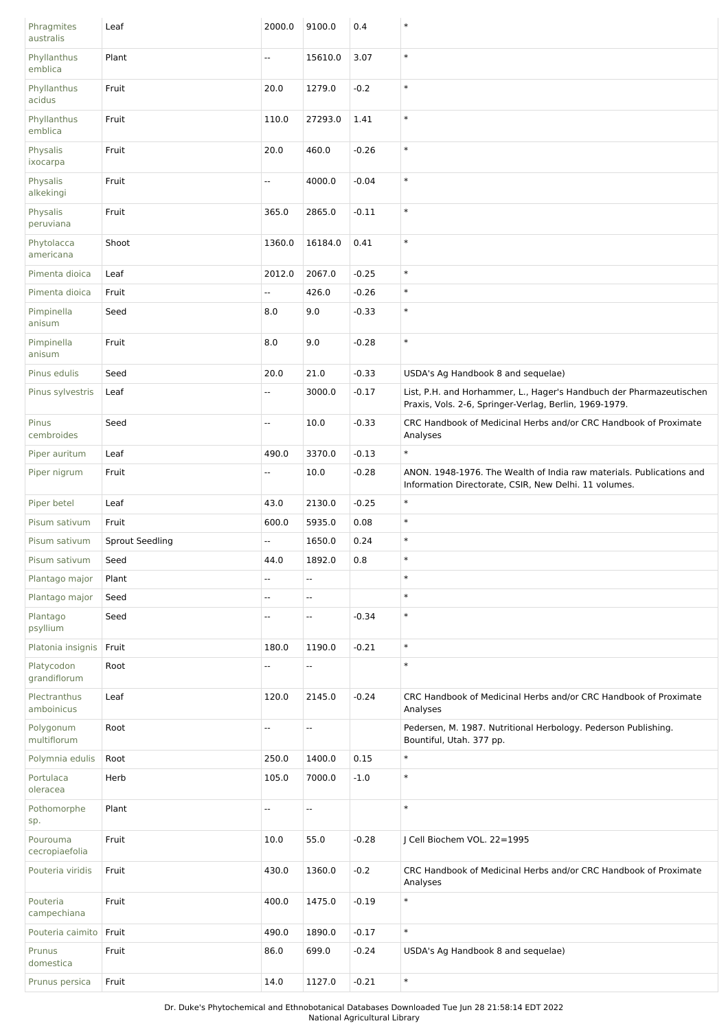| | | | | | |
|---|---|---|---|---|---|
| Phragmites australis | Leaf | 2000.0 | 9100.0 | 0.4 | * |
| Phyllanthus emblica | Plant | -- | 15610.0 | 3.07 | * |
| Phyllanthus acidus | Fruit | 20.0 | 1279.0 | -0.2 | * |
| Phyllanthus emblica | Fruit | 110.0 | 27293.0 | 1.41 | * |
| Physalis ixocarpa | Fruit | 20.0 | 460.0 | -0.26 | * |
| Physalis alkekingi | Fruit | -- | 4000.0 | -0.04 | * |
| Physalis peruviana | Fruit | 365.0 | 2865.0 | -0.11 | * |
| Phytolacca americana | Shoot | 1360.0 | 16184.0 | 0.41 | * |
| Pimenta dioica | Leaf | 2012.0 | 2067.0 | -0.25 | * |
| Pimenta dioica | Fruit | -- | 426.0 | -0.26 | * |
| Pimpinella anisum | Seed | 8.0 | 9.0 | -0.33 | * |
| Pimpinella anisum | Fruit | 8.0 | 9.0 | -0.28 | * |
| Pinus edulis | Seed | 20.0 | 21.0 | -0.33 | USDA's Ag Handbook 8 and sequelae) |
| Pinus sylvestris | Leaf | -- | 3000.0 | -0.17 | List, P.H. and Horhammer, L., Hager's Handbuch der Pharmazeutischen Praxis, Vols. 2-6, Springer-Verlag, Berlin, 1969-1979. |
| Pinus cembroides | Seed | -- | 10.0 | -0.33 | CRC Handbook of Medicinal Herbs and/or CRC Handbook of Proximate Analyses |
| Piper auritum | Leaf | 490.0 | 3370.0 | -0.13 | * |
| Piper nigrum | Fruit | -- | 10.0 | -0.28 | ANON. 1948-1976. The Wealth of India raw materials. Publications and Information Directorate, CSIR, New Delhi. 11 volumes. |
| Piper betel | Leaf | 43.0 | 2130.0 | -0.25 | * |
| Pisum sativum | Fruit | 600.0 | 5935.0 | 0.08 | * |
| Pisum sativum | Sprout Seedling | -- | 1650.0 | 0.24 | * |
| Pisum sativum | Seed | 44.0 | 1892.0 | 0.8 | * |
| Plantago major | Plant | -- | -- | | * |
| Plantago major | Seed | -- | -- | | * |
| Plantago psyllium | Seed | -- | -- | -0.34 | * |
| Platonia insignis | Fruit | 180.0 | 1190.0 | -0.21 | * |
| Platycodon grandiflorum | Root | -- | -- | | * |
| Plectranthus amboinicus | Leaf | 120.0 | 2145.0 | -0.24 | CRC Handbook of Medicinal Herbs and/or CRC Handbook of Proximate Analyses |
| Polygonum multiflorum | Root | -- | -- | | Pedersen, M. 1987. Nutritional Herbology. Pederson Publishing. Bountiful, Utah. 377 pp. |
| Polymnia edulis | Root | 250.0 | 1400.0 | 0.15 | * |
| Portulaca oleracea | Herb | 105.0 | 7000.0 | -1.0 | * |
| Pothomorphe sp. | Plant | -- | -- | | * |
| Pourouma cecropiaefolia | Fruit | 10.0 | 55.0 | -0.28 | J Cell Biochem VOL. 22=1995 |
| Pouteria viridis | Fruit | 430.0 | 1360.0 | -0.2 | CRC Handbook of Medicinal Herbs and/or CRC Handbook of Proximate Analyses |
| Pouteria campechiana | Fruit | 400.0 | 1475.0 | -0.19 | * |
| Pouteria caimito | Fruit | 490.0 | 1890.0 | -0.17 | * |
| Prunus domestica | Fruit | 86.0 | 699.0 | -0.24 | USDA's Ag Handbook 8 and sequelae) |
| Prunus persica | Fruit | 14.0 | 1127.0 | -0.21 | * |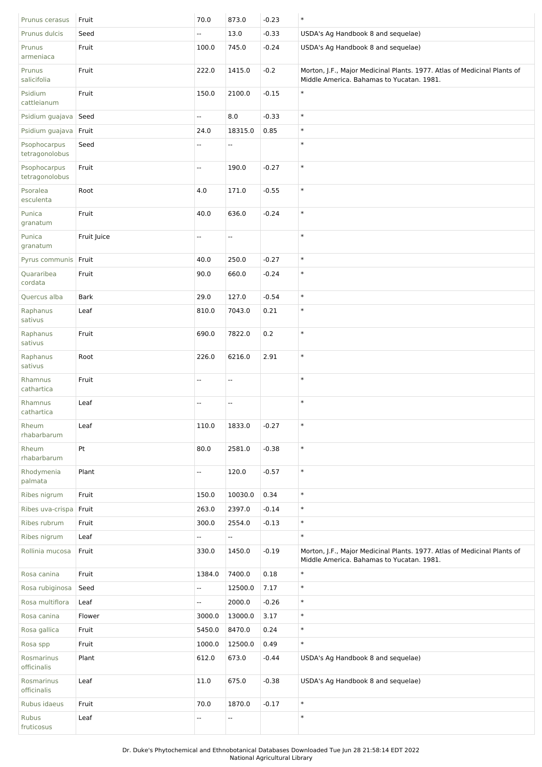| Prunus cerasus | Fruit | 70.0 | 873.0 | -0.23 | * |
|---|---|---|---|---|---|
| Prunus dulcis | Seed | -- | 13.0 | -0.33 | USDA's Ag Handbook 8 and sequelae) |
| Prunus armeniaca | Fruit | 100.0 | 745.0 | -0.24 | USDA's Ag Handbook 8 and sequelae) |
| Prunus salicifolia | Fruit | 222.0 | 1415.0 | -0.2 | Morton, J.F., Major Medicinal Plants. 1977. Atlas of Medicinal Plants of Middle America. Bahamas to Yucatan. 1981. |
| Psidium cattleianum | Fruit | 150.0 | 2100.0 | -0.15 | * |
| Psidium guajava | Seed | -- | 8.0 | -0.33 | * |
| Psidium guajava | Fruit | 24.0 | 18315.0 | 0.85 | * |
| Psophocarpus tetragonolobus | Seed | -- | -- | | * |
| Psophocarpus tetragonolobus | Fruit | -- | 190.0 | -0.27 | * |
| Psoralea esculenta | Root | 4.0 | 171.0 | -0.55 | * |
| Punica granatum | Fruit | 40.0 | 636.0 | -0.24 | * |
| Punica granatum | Fruit Juice | -- | -- | | * |
| Pyrus communis | Fruit | 40.0 | 250.0 | -0.27 | * |
| Quararibea cordata | Fruit | 90.0 | 660.0 | -0.24 | * |
| Quercus alba | Bark | 29.0 | 127.0 | -0.54 | * |
| Raphanus sativus | Leaf | 810.0 | 7043.0 | 0.21 | * |
| Raphanus sativus | Fruit | 690.0 | 7822.0 | 0.2 | * |
| Raphanus sativus | Root | 226.0 | 6216.0 | 2.91 | * |
| Rhamnus cathartica | Fruit | -- | -- | | * |
| Rhamnus cathartica | Leaf | -- | -- | | * |
| Rheum rhabarbarum | Leaf | 110.0 | 1833.0 | -0.27 | * |
| Rheum rhabarbarum | Pt | 80.0 | 2581.0 | -0.38 | * |
| Rhodymenia palmata | Plant | -- | 120.0 | -0.57 | * |
| Ribes nigrum | Fruit | 150.0 | 10030.0 | 0.34 | * |
| Ribes uva-crispa | Fruit | 263.0 | 2397.0 | -0.14 | * |
| Ribes rubrum | Fruit | 300.0 | 2554.0 | -0.13 | * |
| Ribes nigrum | Leaf | -- | -- | | * |
| Rollinia mucosa | Fruit | 330.0 | 1450.0 | -0.19 | Morton, J.F., Major Medicinal Plants. 1977. Atlas of Medicinal Plants of Middle America. Bahamas to Yucatan. 1981. |
| Rosa canina | Fruit | 1384.0 | 7400.0 | 0.18 | * |
| Rosa rubiginosa | Seed | -- | 12500.0 | 7.17 | * |
| Rosa multiflora | Leaf | -- | 2000.0 | -0.26 | * |
| Rosa canina | Flower | 3000.0 | 13000.0 | 3.17 | * |
| Rosa gallica | Fruit | 5450.0 | 8470.0 | 0.24 | * |
| Rosa spp | Fruit | 1000.0 | 12500.0 | 0.49 | * |
| Rosmarinus officinalis | Plant | 612.0 | 673.0 | -0.44 | USDA's Ag Handbook 8 and sequelae) |
| Rosmarinus officinalis | Leaf | 11.0 | 675.0 | -0.38 | USDA's Ag Handbook 8 and sequelae) |
| Rubus idaeus | Fruit | 70.0 | 1870.0 | -0.17 | * |
| Rubus fruticosus | Leaf | -- | -- | | * |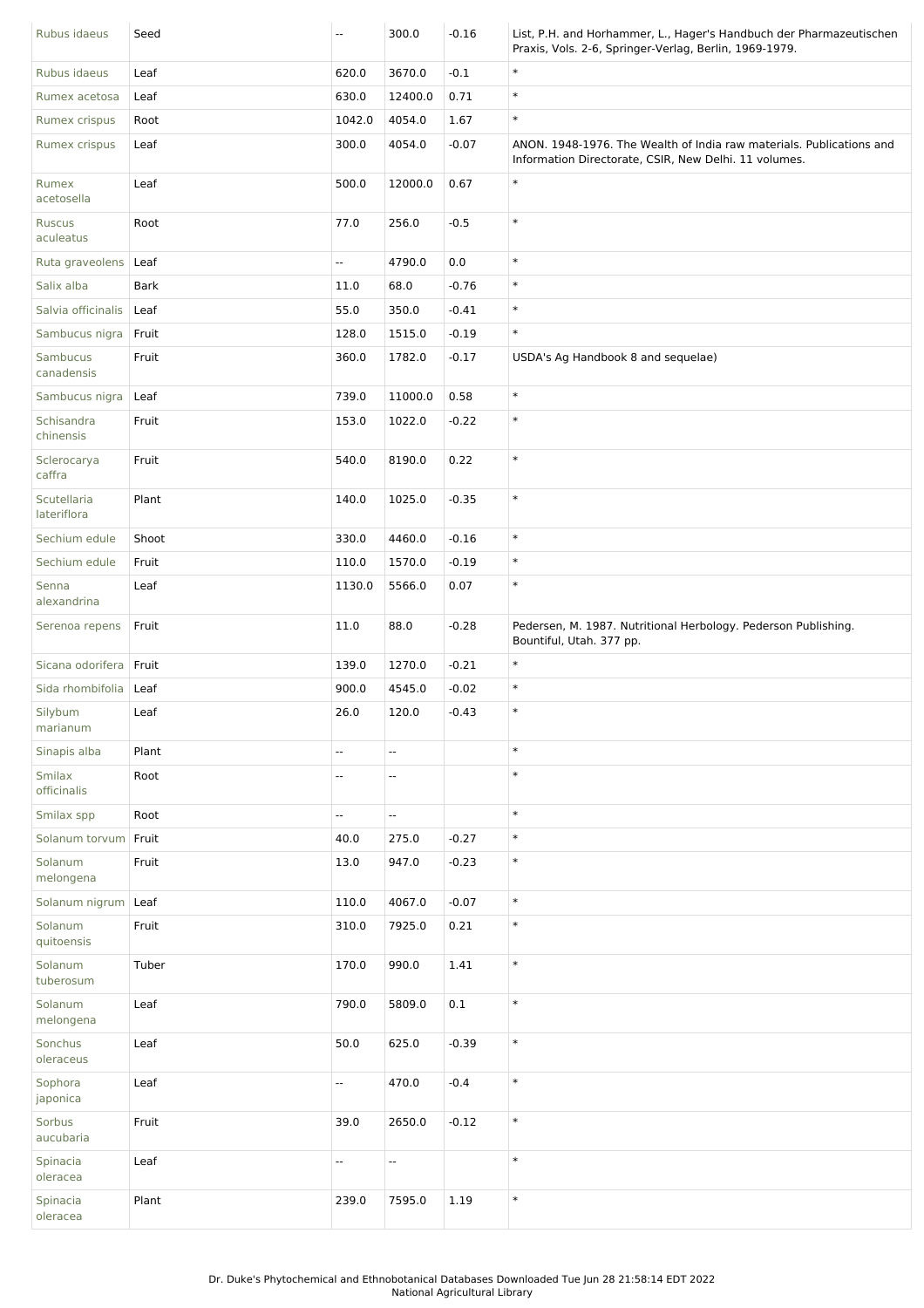| Rubus idaeus | Seed | -- | 300.0 | -0.16 | List, P.H. and Horhammer, L., Hager's Handbuch der Pharmazeutischen Praxis, Vols. 2-6, Springer-Verlag, Berlin, 1969-1979. |
|---|---|---|---|---|---|
| Rubus idaeus | Leaf | 620.0 | 3670.0 | -0.1 | * |
| Rumex acetosa | Leaf | 630.0 | 12400.0 | 0.71 | * |
| Rumex crispus | Root | 1042.0 | 4054.0 | 1.67 | * |
| Rumex crispus | Leaf | 300.0 | 4054.0 | -0.07 | ANON. 1948-1976. The Wealth of India raw materials. Publications and Information Directorate, CSIR, New Delhi. 11 volumes. |
| Rumex acetosella | Leaf | 500.0 | 12000.0 | 0.67 | * |
| Ruscus aculeatus | Root | 77.0 | 256.0 | -0.5 | * |
| Ruta graveolens | Leaf | -- | 4790.0 | 0.0 | * |
| Salix alba | Bark | 11.0 | 68.0 | -0.76 | * |
| Salvia officinalis | Leaf | 55.0 | 350.0 | -0.41 | * |
| Sambucus nigra | Fruit | 128.0 | 1515.0 | -0.19 | * |
| Sambucus canadensis | Fruit | 360.0 | 1782.0 | -0.17 | USDA's Ag Handbook 8 and sequelae) |
| Sambucus nigra | Leaf | 739.0 | 11000.0 | 0.58 | * |
| Schisandra chinensis | Fruit | 153.0 | 1022.0 | -0.22 | * |
| Sclerocarya caffra | Fruit | 540.0 | 8190.0 | 0.22 | * |
| Scutellaria lateriflora | Plant | 140.0 | 1025.0 | -0.35 | * |
| Sechium edule | Shoot | 330.0 | 4460.0 | -0.16 | * |
| Sechium edule | Fruit | 110.0 | 1570.0 | -0.19 | * |
| Senna alexandrina | Leaf | 1130.0 | 5566.0 | 0.07 | * |
| Serenoa repens | Fruit | 11.0 | 88.0 | -0.28 | Pedersen, M. 1987. Nutritional Herbology. Pederson Publishing. Bountiful, Utah. 377 pp. |
| Sicana odorifera | Fruit | 139.0 | 1270.0 | -0.21 | * |
| Sida rhombifolia | Leaf | 900.0 | 4545.0 | -0.02 | * |
| Silybum marianum | Leaf | 26.0 | 120.0 | -0.43 | * |
| Sinapis alba | Plant | -- | -- | | * |
| Smilax officinalis | Root | -- | -- | | * |
| Smilax spp | Root | -- | -- | | * |
| Solanum torvum | Fruit | 40.0 | 275.0 | -0.27 | * |
| Solanum melongena | Fruit | 13.0 | 947.0 | -0.23 | * |
| Solanum nigrum | Leaf | 110.0 | 4067.0 | -0.07 | * |
| Solanum quitoensis | Fruit | 310.0 | 7925.0 | 0.21 | * |
| Solanum tuberosum | Tuber | 170.0 | 990.0 | 1.41 | * |
| Solanum melongena | Leaf | 790.0 | 5809.0 | 0.1 | * |
| Sonchus oleraceus | Leaf | 50.0 | 625.0 | -0.39 | * |
| Sophora japonica | Leaf | -- | 470.0 | -0.4 | * |
| Sorbus aucubaria | Fruit | 39.0 | 2650.0 | -0.12 | * |
| Spinacia oleracea | Leaf | -- | -- | | * |
| Spinacia oleracea | Plant | 239.0 | 7595.0 | 1.19 | * |

Dr. Duke's Phytochemical and Ethnobotanical Databases Downloaded Tue Jun 28 21:58:14 EDT 2022
National Agricultural Library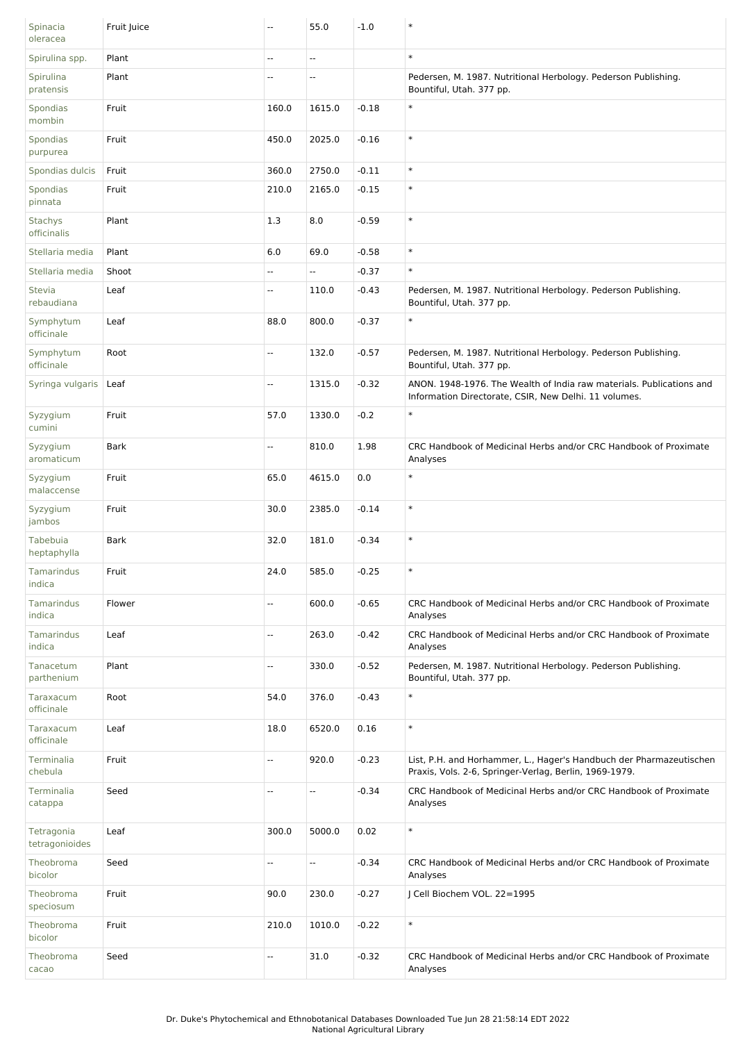| Spinacia oleracea | Fruit Juice | -- | 55.0 | -1.0 | * |
|---|---|---|---|---|---|
| Spirulina spp. | Plant | -- | -- | | * |
| Spirulina pratensis | Plant | -- | -- | | Pedersen, M. 1987. Nutritional Herbology. Pederson Publishing. Bountiful, Utah. 377 pp. |
| Spondias mombin | Fruit | 160.0 | 1615.0 | -0.18 | * |
| Spondias purpurea | Fruit | 450.0 | 2025.0 | -0.16 | * |
| Spondias dulcis | Fruit | 360.0 | 2750.0 | -0.11 | * |
| Spondias pinnata | Fruit | 210.0 | 2165.0 | -0.15 | * |
| Stachys officinalis | Plant | 1.3 | 8.0 | -0.59 | * |
| Stellaria media | Plant | 6.0 | 69.0 | -0.58 | * |
| Stellaria media | Shoot | -- | -- | -0.37 | * |
| Stevia rebaudiana | Leaf | -- | 110.0 | -0.43 | Pedersen, M. 1987. Nutritional Herbology. Pederson Publishing. Bountiful, Utah. 377 pp. |
| Symphytum officinale | Leaf | 88.0 | 800.0 | -0.37 | * |
| Symphytum officinale | Root | -- | 132.0 | -0.57 | Pedersen, M. 1987. Nutritional Herbology. Pederson Publishing. Bountiful, Utah. 377 pp. |
| Syringa vulgaris | Leaf | -- | 1315.0 | -0.32 | ANON. 1948-1976. The Wealth of India raw materials. Publications and Information Directorate, CSIR, New Delhi. 11 volumes. |
| Syzygium cumini | Fruit | 57.0 | 1330.0 | -0.2 | * |
| Syzygium aromaticum | Bark | -- | 810.0 | 1.98 | CRC Handbook of Medicinal Herbs and/or CRC Handbook of Proximate Analyses |
| Syzygium malaccense | Fruit | 65.0 | 4615.0 | 0.0 | * |
| Syzygium jambos | Fruit | 30.0 | 2385.0 | -0.14 | * |
| Tabebuia heptaphylla | Bark | 32.0 | 181.0 | -0.34 | * |
| Tamarindus indica | Fruit | 24.0 | 585.0 | -0.25 | * |
| Tamarindus indica | Flower | -- | 600.0 | -0.65 | CRC Handbook of Medicinal Herbs and/or CRC Handbook of Proximate Analyses |
| Tamarindus indica | Leaf | -- | 263.0 | -0.42 | CRC Handbook of Medicinal Herbs and/or CRC Handbook of Proximate Analyses |
| Tanacetum parthenium | Plant | -- | 330.0 | -0.52 | Pedersen, M. 1987. Nutritional Herbology. Pederson Publishing. Bountiful, Utah. 377 pp. |
| Taraxacum officinale | Root | 54.0 | 376.0 | -0.43 | * |
| Taraxacum officinale | Leaf | 18.0 | 6520.0 | 0.16 | * |
| Terminalia chebula | Fruit | -- | 920.0 | -0.23 | List, P.H. and Horhammer, L., Hager's Handbuch der Pharmazeutischen Praxis, Vols. 2-6, Springer-Verlag, Berlin, 1969-1979. |
| Terminalia catappa | Seed | -- | -- | -0.34 | CRC Handbook of Medicinal Herbs and/or CRC Handbook of Proximate Analyses |
| Tetragonia tetragonioides | Leaf | 300.0 | 5000.0 | 0.02 | * |
| Theobroma bicolor | Seed | -- | -- | -0.34 | CRC Handbook of Medicinal Herbs and/or CRC Handbook of Proximate Analyses |
| Theobroma speciosum | Fruit | 90.0 | 230.0 | -0.27 | J Cell Biochem VOL. 22=1995 |
| Theobroma bicolor | Fruit | 210.0 | 1010.0 | -0.22 | * |
| Theobroma cacao | Seed | -- | 31.0 | -0.32 | CRC Handbook of Medicinal Herbs and/or CRC Handbook of Proximate Analyses |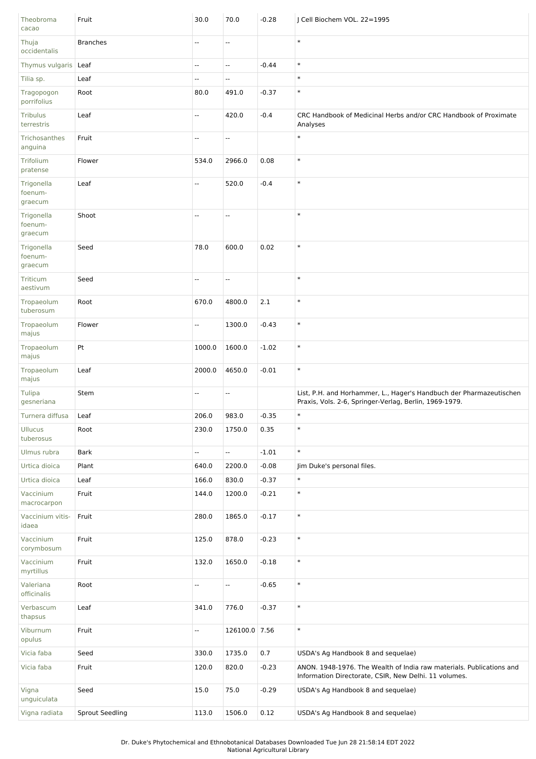| Theobroma cacao | Fruit | 30.0 | 70.0 | -0.28 | J Cell Biochem VOL. 22=1995 |
|---|---|---|---|---|---|
| Thuja occidentalis | Branches | -- | -- | | * |
| Thymus vulgaris | Leaf | -- | -- | -0.44 | * |
| Tilia sp. | Leaf | -- | -- | | * |
| Tragopogon porrifolius | Root | 80.0 | 491.0 | -0.37 | * |
| Tribulus terrestris | Leaf | -- | 420.0 | -0.4 | CRC Handbook of Medicinal Herbs and/or CRC Handbook of Proximate Analyses |
| Trichosanthes anguina | Fruit | -- | -- | | * |
| Trifolium pratense | Flower | 534.0 | 2966.0 | 0.08 | * |
| Trigonella foenum-graecum | Leaf | -- | 520.0 | -0.4 | * |
| Trigonella foenum-graecum | Shoot | -- | -- | | * |
| Trigonella foenum-graecum | Seed | 78.0 | 600.0 | 0.02 | * |
| Triticum aestivum | Seed | -- | -- | | * |
| Tropaeolum tuberosum | Root | 670.0 | 4800.0 | 2.1 | * |
| Tropaeolum majus | Flower | -- | 1300.0 | -0.43 | * |
| Tropaeolum majus | Pt | 1000.0 | 1600.0 | -1.02 | * |
| Tropaeolum majus | Leaf | 2000.0 | 4650.0 | -0.01 | * |
| Tulipa gesneriana | Stem | -- | -- | | List, P.H. and Horhammer, L., Hager's Handbuch der Pharmazeutischen Praxis, Vols. 2-6, Springer-Verlag, Berlin, 1969-1979. |
| Turnera diffusa | Leaf | 206.0 | 983.0 | -0.35 | * |
| Ullucus tuberosus | Root | 230.0 | 1750.0 | 0.35 | * |
| Ulmus rubra | Bark | -- | -- | -1.01 | * |
| Urtica dioica | Plant | 640.0 | 2200.0 | -0.08 | Jim Duke's personal files. |
| Urtica dioica | Leaf | 166.0 | 830.0 | -0.37 | * |
| Vaccinium macrocarpon | Fruit | 144.0 | 1200.0 | -0.21 | * |
| Vaccinium vitis-idaea | Fruit | 280.0 | 1865.0 | -0.17 | * |
| Vaccinium corymbosum | Fruit | 125.0 | 878.0 | -0.23 | * |
| Vaccinium myrtillus | Fruit | 132.0 | 1650.0 | -0.18 | * |
| Valeriana officinalis | Root | -- | -- | -0.65 | * |
| Verbascum thapsus | Leaf | 341.0 | 776.0 | -0.37 | * |
| Viburnum opulus | Fruit | -- | 126100.0 | 7.56 | * |
| Vicia faba | Seed | 330.0 | 1735.0 | 0.7 | USDA's Ag Handbook 8 and sequelae) |
| Vicia faba | Fruit | 120.0 | 820.0 | -0.23 | ANON. 1948-1976. The Wealth of India raw materials. Publications and Information Directorate, CSIR, New Delhi. 11 volumes. |
| Vigna unguiculata | Seed | 15.0 | 75.0 | -0.29 | USDA's Ag Handbook 8 and sequelae) |
| Vigna radiata | Sprout Seedling | 113.0 | 1506.0 | 0.12 | USDA's Ag Handbook 8 and sequelae) |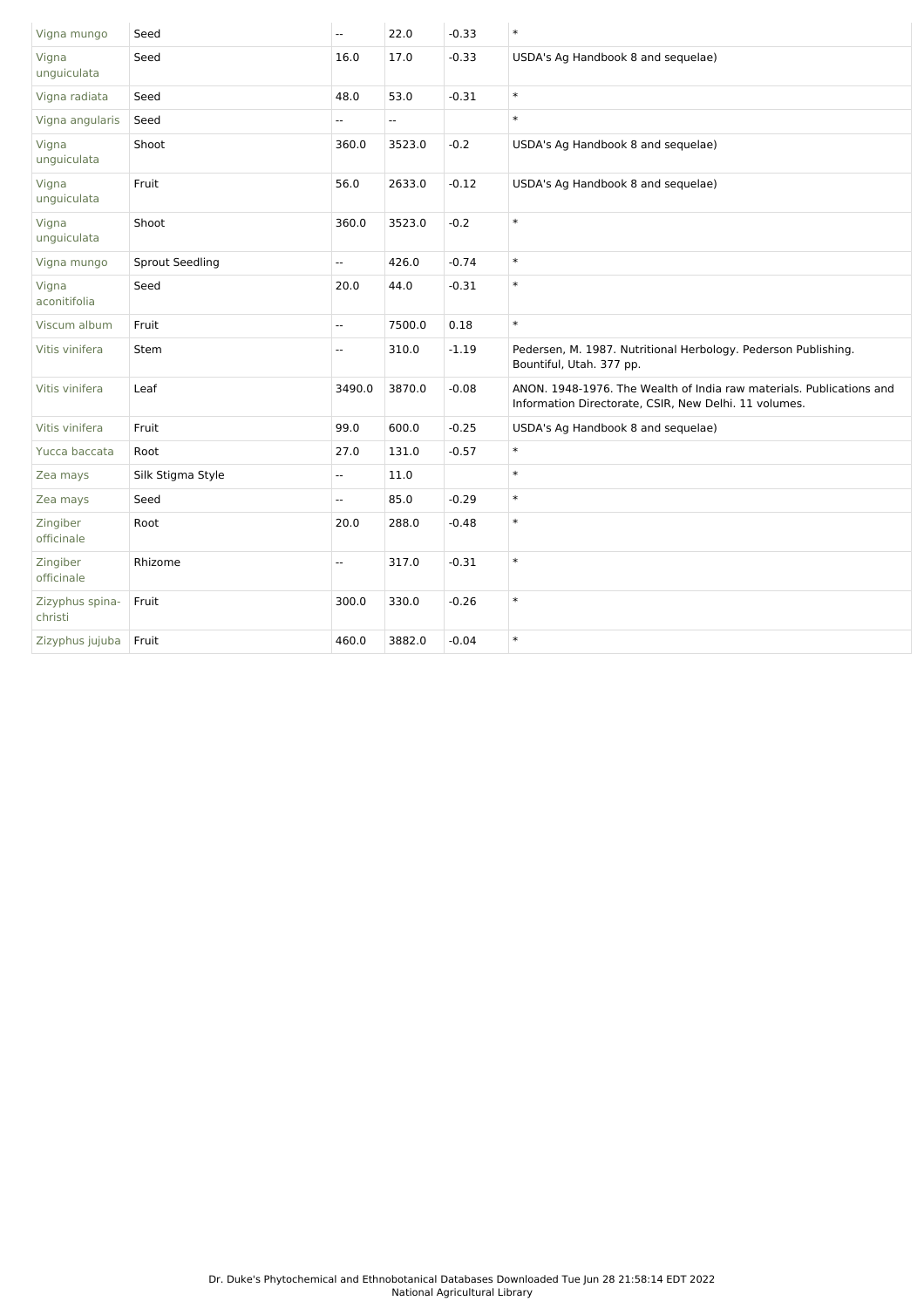| | | | | | |
|---|---|---|---|---|---|
| Vigna mungo | Seed | -- | 22.0 | -0.33 | * |
| Vigna unguiculata | Seed | 16.0 | 17.0 | -0.33 | USDA's Ag Handbook 8 and sequelae) |
| Vigna radiata | Seed | 48.0 | 53.0 | -0.31 | * |
| Vigna angularis | Seed | -- | -- | | * |
| Vigna unguiculata | Shoot | 360.0 | 3523.0 | -0.2 | USDA's Ag Handbook 8 and sequelae) |
| Vigna unguiculata | Fruit | 56.0 | 2633.0 | -0.12 | USDA's Ag Handbook 8 and sequelae) |
| Vigna unguiculata | Shoot | 360.0 | 3523.0 | -0.2 | * |
| Vigna mungo | Sprout Seedling | -- | 426.0 | -0.74 | * |
| Vigna aconitifolia | Seed | 20.0 | 44.0 | -0.31 | * |
| Viscum album | Fruit | -- | 7500.0 | 0.18 | * |
| Vitis vinifera | Stem | -- | 310.0 | -1.19 | Pedersen, M. 1987. Nutritional Herbology. Pederson Publishing. Bountiful, Utah. 377 pp. |
| Vitis vinifera | Leaf | 3490.0 | 3870.0 | -0.08 | ANON. 1948-1976. The Wealth of India raw materials. Publications and Information Directorate, CSIR, New Delhi. 11 volumes. |
| Vitis vinifera | Fruit | 99.0 | 600.0 | -0.25 | USDA's Ag Handbook 8 and sequelae) |
| Yucca baccata | Root | 27.0 | 131.0 | -0.57 | * |
| Zea mays | Silk Stigma Style | -- | 11.0 | | * |
| Zea mays | Seed | -- | 85.0 | -0.29 | * |
| Zingiber officinale | Root | 20.0 | 288.0 | -0.48 | * |
| Zingiber officinale | Rhizome | -- | 317.0 | -0.31 | * |
| Zizyphus spina-christi | Fruit | 300.0 | 330.0 | -0.26 | * |
| Zizyphus jujuba | Fruit | 460.0 | 3882.0 | -0.04 | * |

Dr. Duke's Phytochemical and Ethnobotanical Databases Downloaded Tue Jun 28 21:58:14 EDT 2022
National Agricultural Library